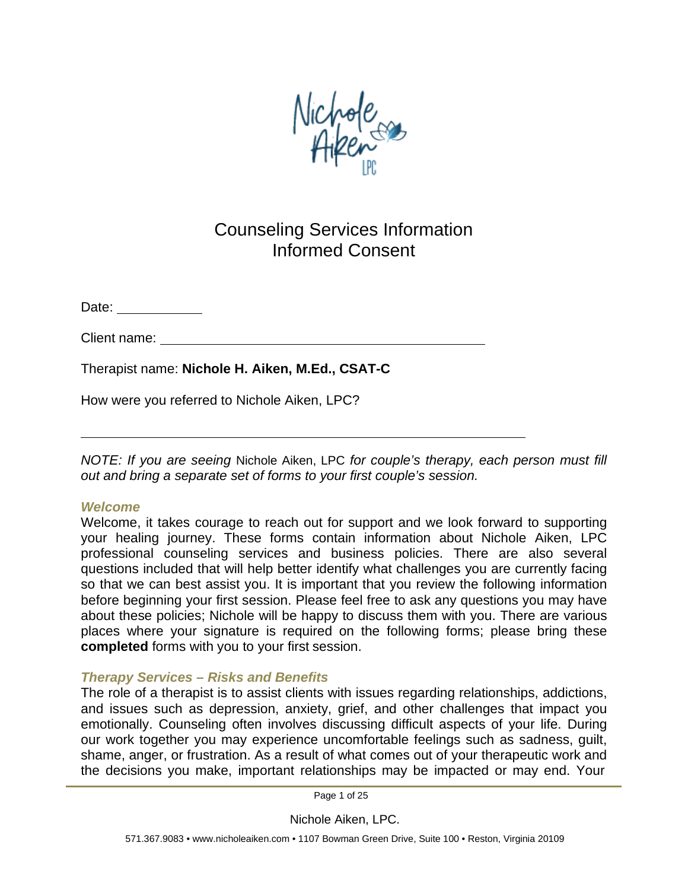# Counseling Services Information
# Informed Consent

Date: ___________

Client name: ______________________________________________

Therapist name: **Nichole H. Aiken, M.Ed., CSAT-C**

How were you referred to Nichole Aiken, LPC?

____________________________________________________________

*NOTE: If you are seeing* Nichole Aiken, LPC *for couple's therapy, each person must fill out and bring a separate set of forms to your first couple's session.*

### *Welcome*

Welcome, it takes courage to reach out for support and we look forward to supporting your healing journey. These forms contain information about Nichole Aiken, LPC professional counseling services and business policies. There are also several questions included that will help better identify what challenges you are currently facing so that we can best assist you. It is important that you review the following information before beginning your first session. Please feel free to ask any questions you may have about these policies; Nichole will be happy to discuss them with you. There are various places where your signature is required on the following forms; please bring these **completed** forms with you to your first session.

### *Therapy Services – Risks and Benefits*

The role of a therapist is to assist clients with issues regarding relationships, addictions, and issues such as depression, anxiety, grief, and other challenges that impact you emotionally. Counseling often involves discussing difficult aspects of your life. During our work together you may experience uncomfortable feelings such as sadness, guilt, shame, anger, or frustration. As a result of what comes out of your therapeutic work and the decisions you make, important relationships may be impacted or may end. Your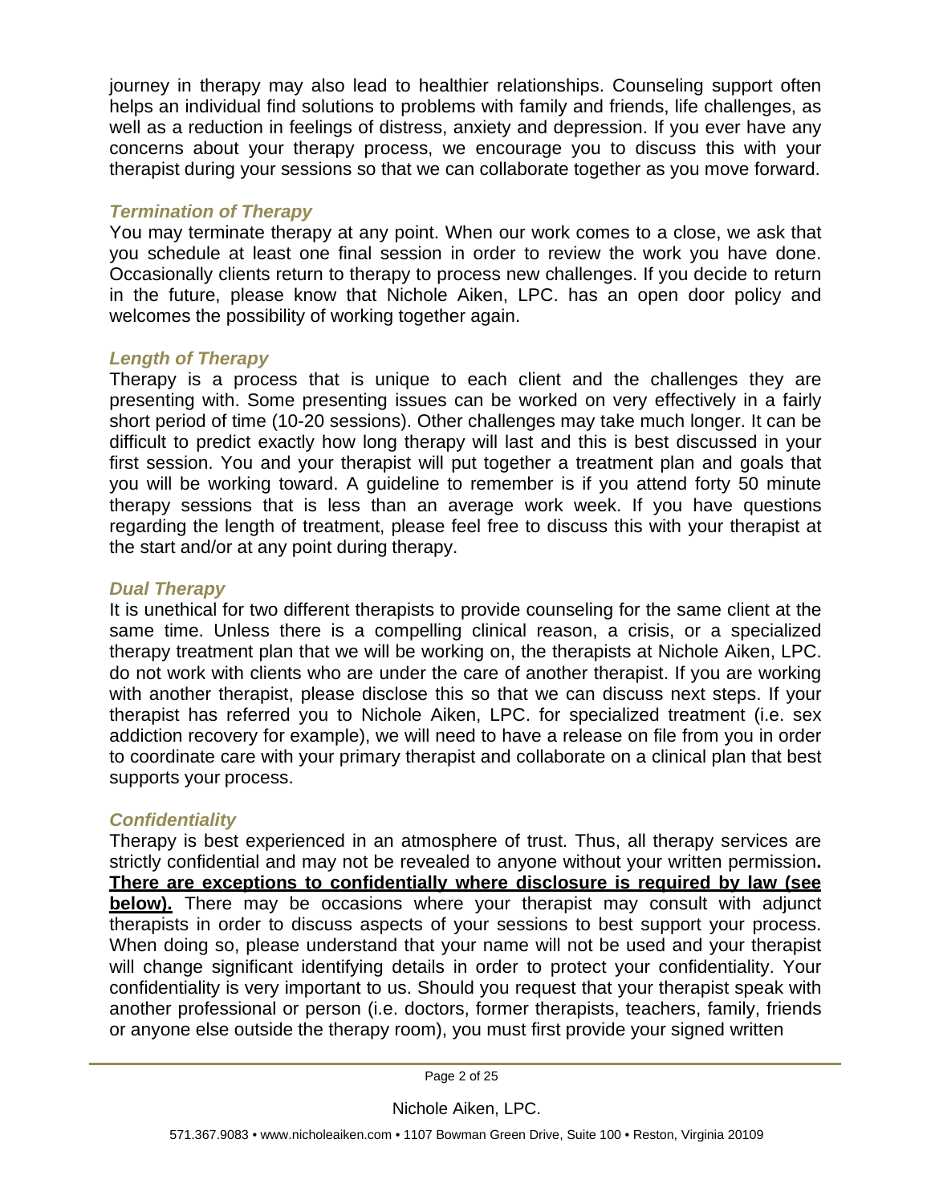journey in therapy may also lead to healthier relationships. Counseling support often helps an individual find solutions to problems with family and friends, life challenges, as well as a reduction in feelings of distress, anxiety and depression. If you ever have any concerns about your therapy process, we encourage you to discuss this with your therapist during your sessions so that we can collaborate together as you move forward.

### *Termination of Therapy*

You may terminate therapy at any point. When our work comes to a close, we ask that you schedule at least one final session in order to review the work you have done. Occasionally clients return to therapy to process new challenges. If you decide to return in the future, please know that Nichole Aiken, LPC. has an open door policy and welcomes the possibility of working together again.

### *Length of Therapy*

Therapy is a process that is unique to each client and the challenges they are presenting with. Some presenting issues can be worked on very effectively in a fairly short period of time (10-20 sessions). Other challenges may take much longer. It can be difficult to predict exactly how long therapy will last and this is best discussed in your first session. You and your therapist will put together a treatment plan and goals that you will be working toward. A guideline to remember is if you attend forty 50 minute therapy sessions that is less than an average work week. If you have questions regarding the length of treatment, please feel free to discuss this with your therapist at the start and/or at any point during therapy.

### *Dual Therapy*

It is unethical for two different therapists to provide counseling for the same client at the same time. Unless there is a compelling clinical reason, a crisis, or a specialized therapy treatment plan that we will be working on, the therapists at Nichole Aiken, LPC. do not work with clients who are under the care of another therapist. If you are working with another therapist, please disclose this so that we can discuss next steps. If your therapist has referred you to Nichole Aiken, LPC. for specialized treatment (i.e. sex addiction recovery for example), we will need to have a release on file from you in order to coordinate care with your primary therapist and collaborate on a clinical plan that best supports your process.

### *Confidentiality*

Therapy is best experienced in an atmosphere of trust. Thus, all therapy services are strictly confidential and may not be revealed to anyone without your written permission**.** <u>**There are exceptions to confidentially where disclosure is required by law (see below).**</u> There may be occasions where your therapist may consult with adjunct therapists in order to discuss aspects of your sessions to best support your process. When doing so, please understand that your name will not be used and your therapist will change significant identifying details in order to protect your confidentiality. Your confidentiality is very important to us. Should you request that your therapist speak with another professional or person (i.e. doctors, former therapists, teachers, family, friends or anyone else outside the therapy room), you must first provide your signed written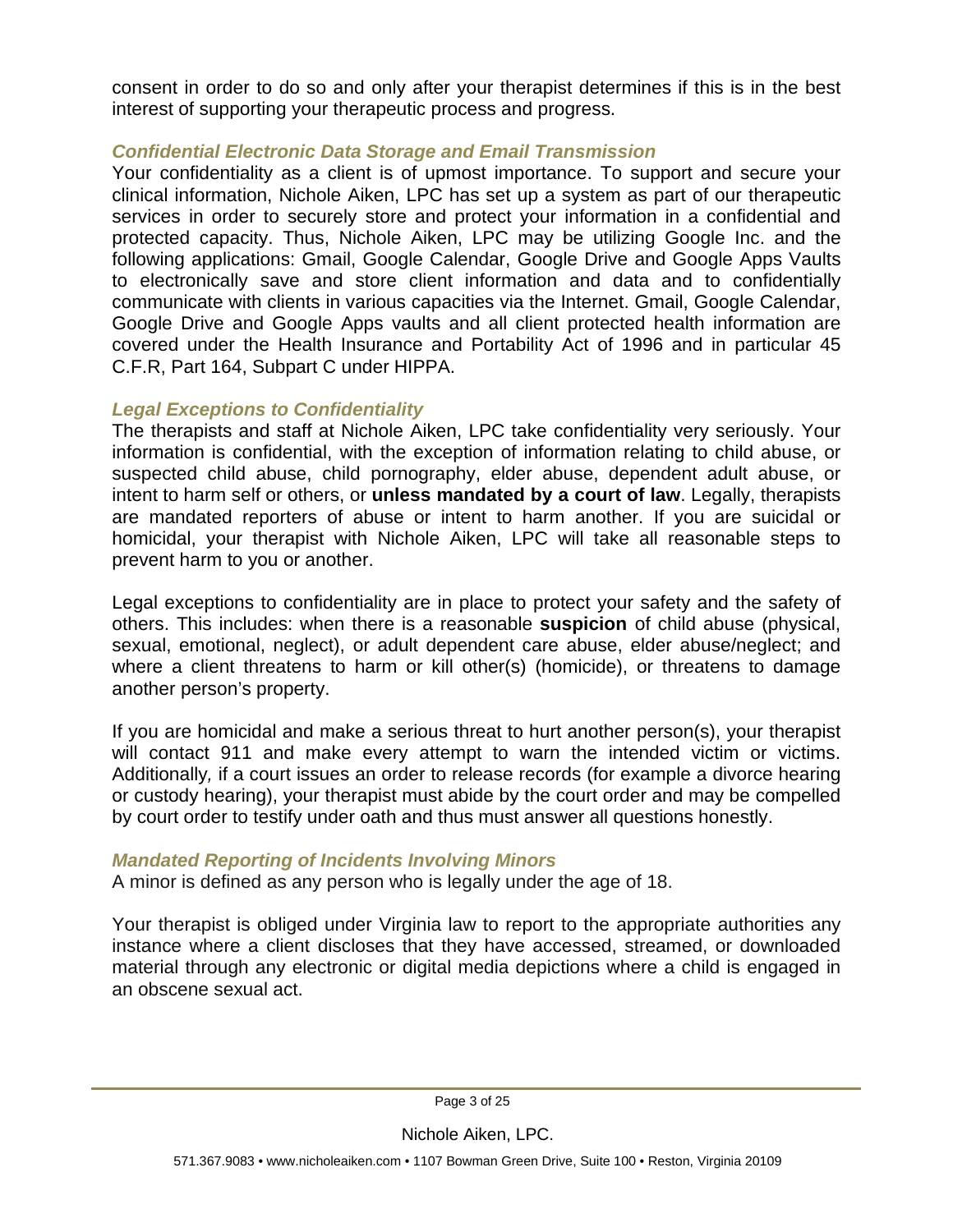consent in order to do so and only after your therapist determines if this is in the best interest of supporting your therapeutic process and progress.

### *Confidential Electronic Data Storage and Email Transmission*

Your confidentiality as a client is of upmost importance. To support and secure your clinical information, Nichole Aiken, LPC has set up a system as part of our therapeutic services in order to securely store and protect your information in a confidential and protected capacity. Thus, Nichole Aiken, LPC may be utilizing Google Inc. and the following applications: Gmail, Google Calendar, Google Drive and Google Apps Vaults to electronically save and store client information and data and to confidentially communicate with clients in various capacities via the Internet. Gmail, Google Calendar, Google Drive and Google Apps vaults and all client protected health information are covered under the Health Insurance and Portability Act of 1996 and in particular 45 C.F.R, Part 164, Subpart C under HIPPA.

### *Legal Exceptions to Confidentiality*

The therapists and staff at Nichole Aiken, LPC take confidentiality very seriously. Your information is confidential, with the exception of information relating to child abuse, or suspected child abuse, child pornography, elder abuse, dependent adult abuse, or intent to harm self or others, or **unless mandated by a court of law**. Legally, therapists are mandated reporters of abuse or intent to harm another. If you are suicidal or homicidal, your therapist with Nichole Aiken, LPC will take all reasonable steps to prevent harm to you or another.

Legal exceptions to confidentiality are in place to protect your safety and the safety of others. This includes: when there is a reasonable **suspicion** of child abuse (physical, sexual, emotional, neglect), or adult dependent care abuse, elder abuse/neglect; and where a client threatens to harm or kill other(s) (homicide), or threatens to damage another person's property.

If you are homicidal and make a serious threat to hurt another person(s), your therapist will contact 911 and make every attempt to warn the intended victim or victims. Additionally, if a court issues an order to release records (for example a divorce hearing or custody hearing), your therapist must abide by the court order and may be compelled by court order to testify under oath and thus must answer all questions honestly.

### *Mandated Reporting of Incidents Involving Minors*

A minor is defined as any person who is legally under the age of 18.

Your therapist is obliged under Virginia law to report to the appropriate authorities any instance where a client discloses that they have accessed, streamed, or downloaded material through any electronic or digital media depictions where a child is engaged in an obscene sexual act.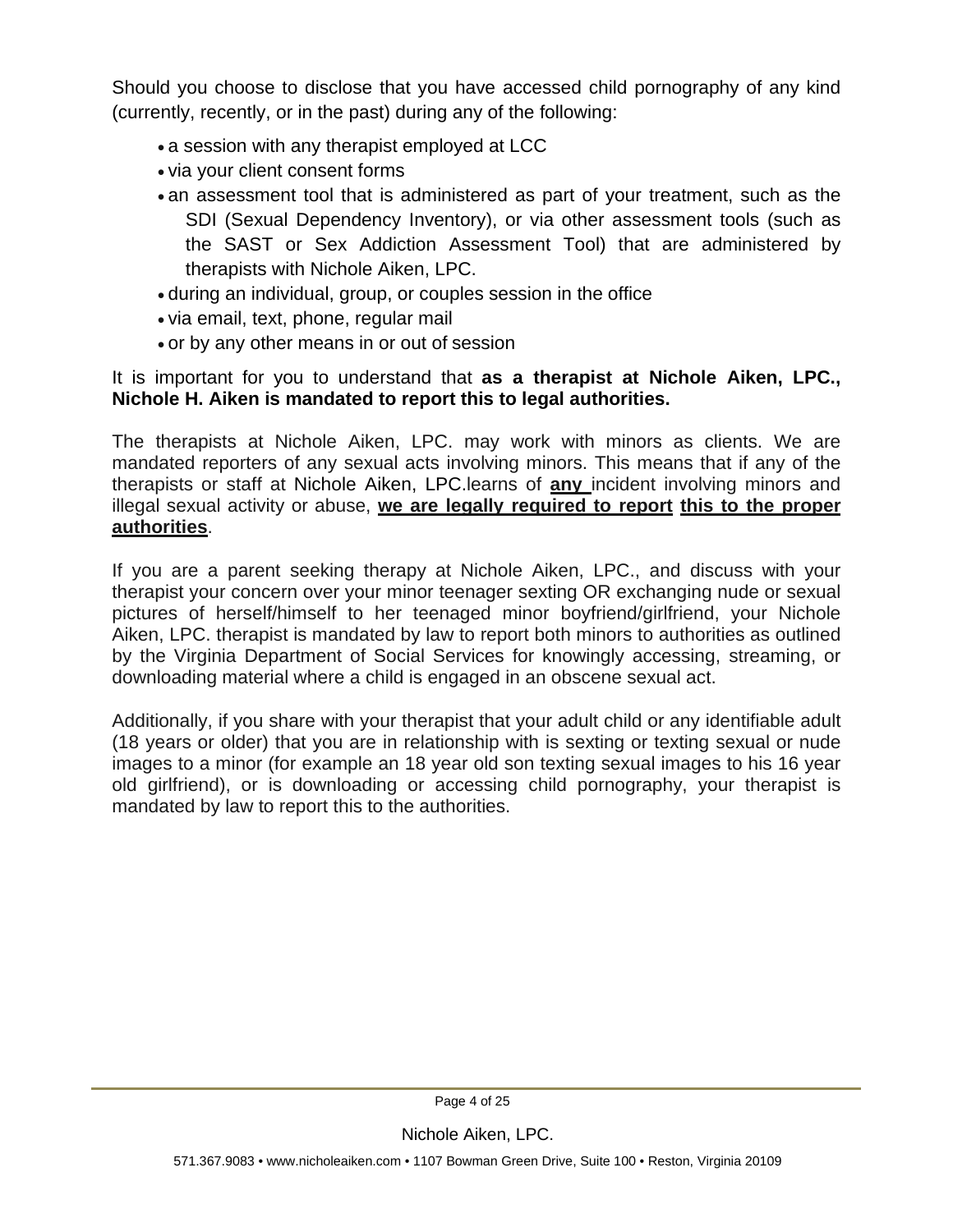Should you choose to disclose that you have accessed child pornography of any kind (currently, recently, or in the past) during any of the following:

- a session with any therapist employed at LCC
- via your client consent forms
- an assessment tool that is administered as part of your treatment, such as the SDI (Sexual Dependency Inventory), or via other assessment tools (such as the SAST or Sex Addiction Assessment Tool) that are administered by therapists with Nichole Aiken, LPC.
- during an individual, group, or couples session in the office
- via email, text, phone, regular mail
- or by any other means in or out of session

It is important for you to understand that **as a therapist at Nichole Aiken, LPC., Nichole H. Aiken is mandated to report this to legal authorities.**

The therapists at Nichole Aiken, LPC. may work with minors as clients. We are mandated reporters of any sexual acts involving minors. This means that if any of the therapists or staff at Nichole Aiken, LPC.learns of **any** incident involving minors and illegal sexual activity or abuse, **we are legally required to report this to the proper authorities**.

If you are a parent seeking therapy at Nichole Aiken, LPC., and discuss with your therapist your concern over your minor teenager sexting OR exchanging nude or sexual pictures of herself/himself to her teenaged minor boyfriend/girlfriend, your Nichole Aiken, LPC. therapist is mandated by law to report both minors to authorities as outlined by the Virginia Department of Social Services for knowingly accessing, streaming, or downloading material where a child is engaged in an obscene sexual act.

Additionally, if you share with your therapist that your adult child or any identifiable adult (18 years or older) that you are in relationship with is sexting or texting sexual or nude images to a minor (for example an 18 year old son texting sexual images to his 16 year old girlfriend), or is downloading or accessing child pornography, your therapist is mandated by law to report this to the authorities.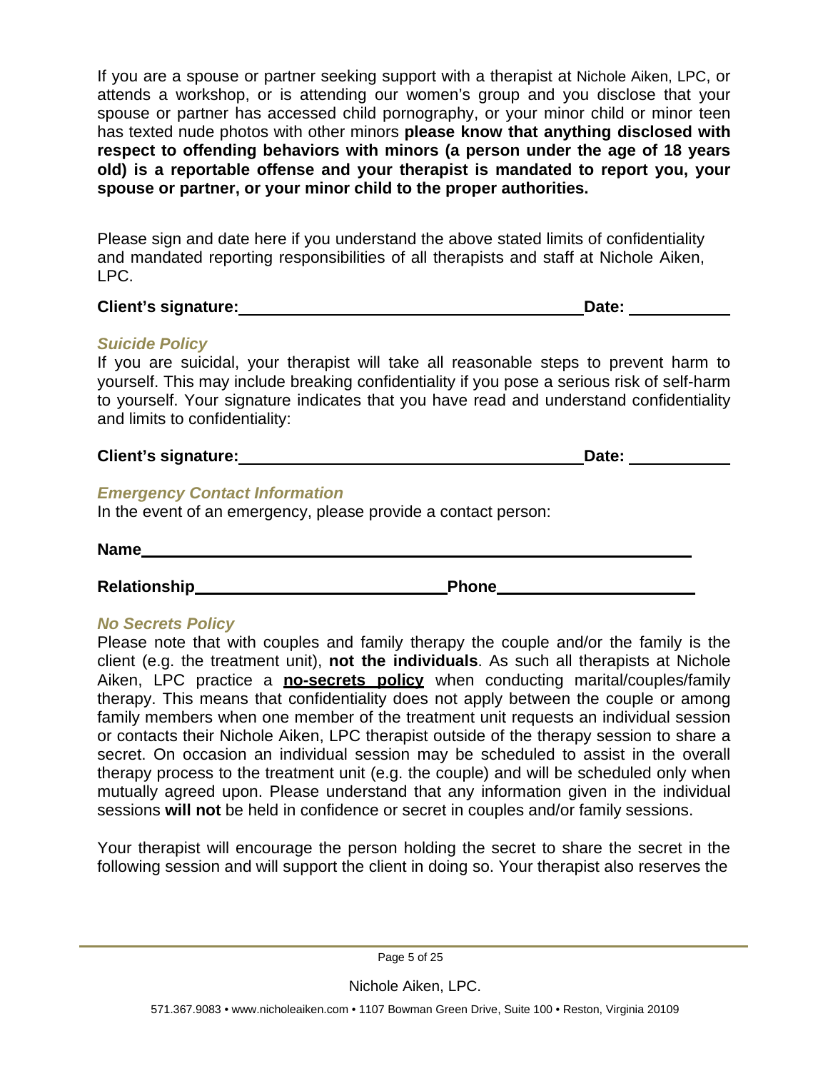If you are a spouse or partner seeking support with a therapist at Nichole Aiken, LPC, or attends a workshop, or is attending our women's group and you disclose that your spouse or partner has accessed child pornography, or your minor child or minor teen has texted nude photos with other minors **please know that anything disclosed with respect to offending behaviors with minors (a person under the age of 18 years old) is a reportable offense and your therapist is mandated to report you, your spouse or partner, or your minor child to the proper authorities.**

Please sign and date here if you understand the above stated limits of confidentiality and mandated reporting responsibilities of all therapists and staff at Nichole Aiken, LPC.

**Client's signature:**\_\_\_\_\_\_\_\_\_\_\_\_\_\_\_\_\_\_\_\_\_\_\_\_\_\_\_\_\_\_\_\_\_\_\_\_\_\_\_\_ **Date:** \_\_\_\_\_\_\_\_\_\_\_\_

### *Suicide Policy*

If you are suicidal, your therapist will take all reasonable steps to prevent harm to yourself. This may include breaking confidentiality if you pose a serious risk of self-harm to yourself. Your signature indicates that you have read and understand confidentiality and limits to confidentiality:

**Client's signature:**\_\_\_\_\_\_\_\_\_\_\_\_\_\_\_\_\_\_\_\_\_\_\_\_\_\_\_\_\_\_\_\_\_\_\_\_\_\_\_\_ **Date:** \_\_\_\_\_\_\_\_\_\_\_\_

### *Emergency Contact Information*

In the event of an emergency, please provide a contact person:

**Name**\_\_\_\_\_\_\_\_\_\_\_\_\_\_\_\_\_\_\_\_\_\_\_\_\_\_\_\_\_\_\_\_\_\_\_\_\_\_\_\_\_\_\_\_\_\_\_\_\_\_\_\_\_\_\_\_\_\_\_\_\_\_\_\_

**Relationship**\_\_\_\_\_\_\_\_\_\_\_\_\_\_\_\_\_\_\_\_\_\_\_\_\_\_\_\_\_\_ **Phone**\_\_\_\_\_\_\_\_\_\_\_\_\_\_\_\_\_\_\_\_\_\_\_\_

### *No Secrets Policy*

Please note that with couples and family therapy the couple and/or the family is the client (e.g. the treatment unit), **not the individuals**. As such all therapists at Nichole Aiken, LPC practice a **<u>no-secrets policy</u>** when conducting marital/couples/family therapy. This means that confidentiality does not apply between the couple or among family members when one member of the treatment unit requests an individual session or contacts their Nichole Aiken, LPC therapist outside of the therapy session to share a secret. On occasion an individual session may be scheduled to assist in the overall therapy process to the treatment unit (e.g. the couple) and will be scheduled only when mutually agreed upon. Please understand that any information given in the individual sessions **will not** be held in confidence or secret in couples and/or family sessions.

Your therapist will encourage the person holding the secret to share the secret in the following session and will support the client in doing so. Your therapist also reserves the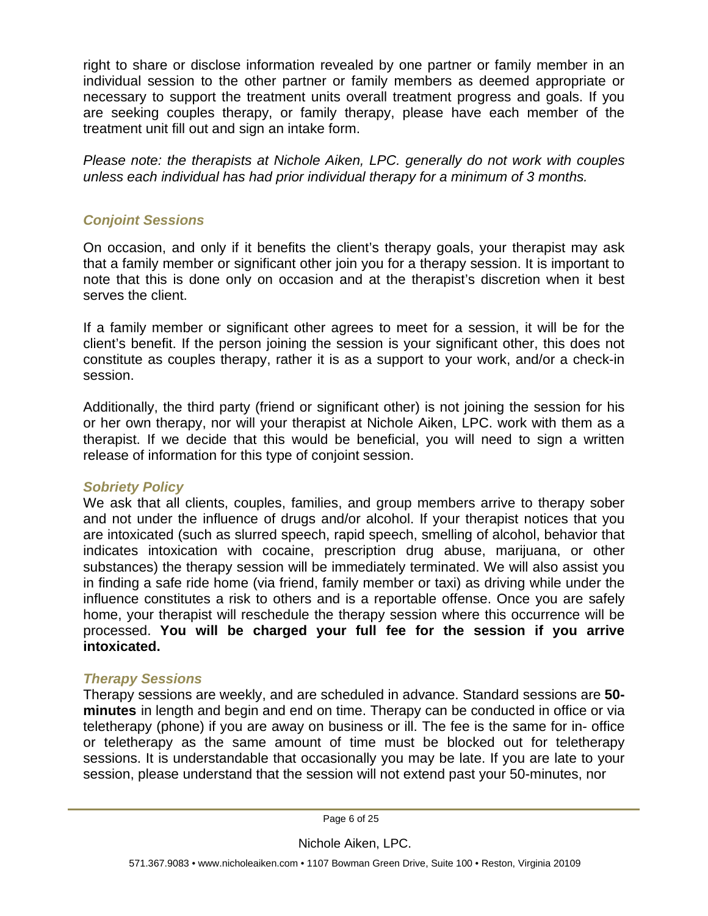right to share or disclose information revealed by one partner or family member in an individual session to the other partner or family members as deemed appropriate or necessary to support the treatment units overall treatment progress and goals. If you are seeking couples therapy, or family therapy, please have each member of the treatment unit fill out and sign an intake form.

*Please note: the therapists at Nichole Aiken, LPC. generally do not work with couples unless each individual has had prior individual therapy for a minimum of 3 months.*

### *Conjoint Sessions*

On occasion, and only if it benefits the client's therapy goals, your therapist may ask that a family member or significant other join you for a therapy session. It is important to note that this is done only on occasion and at the therapist's discretion when it best serves the client.

If a family member or significant other agrees to meet for a session, it will be for the client's benefit. If the person joining the session is your significant other, this does not constitute as couples therapy, rather it is as a support to your work, and/or a check-in session.

Additionally, the third party (friend or significant other) is not joining the session for his or her own therapy, nor will your therapist at Nichole Aiken, LPC. work with them as a therapist. If we decide that this would be beneficial, you will need to sign a written release of information for this type of conjoint session.

### *Sobriety Policy*

We ask that all clients, couples, families, and group members arrive to therapy sober and not under the influence of drugs and/or alcohol. If your therapist notices that you are intoxicated (such as slurred speech, rapid speech, smelling of alcohol, behavior that indicates intoxication with cocaine, prescription drug abuse, marijuana, or other substances) the therapy session will be immediately terminated. We will also assist you in finding a safe ride home (via friend, family member or taxi) as driving while under the influence constitutes a risk to others and is a reportable offense. Once you are safely home, your therapist will reschedule the therapy session where this occurrence will be processed. **You will be charged your full fee for the session if you arrive intoxicated.**

### *Therapy Sessions*

Therapy sessions are weekly, and are scheduled in advance. Standard sessions are **50-minutes** in length and begin and end on time. Therapy can be conducted in office or via teletherapy (phone) if you are away on business or ill. The fee is the same for in- office or teletherapy as the same amount of time must be blocked out for teletherapy sessions. It is understandable that occasionally you may be late. If you are late to your session, please understand that the session will not extend past your 50-minutes, nor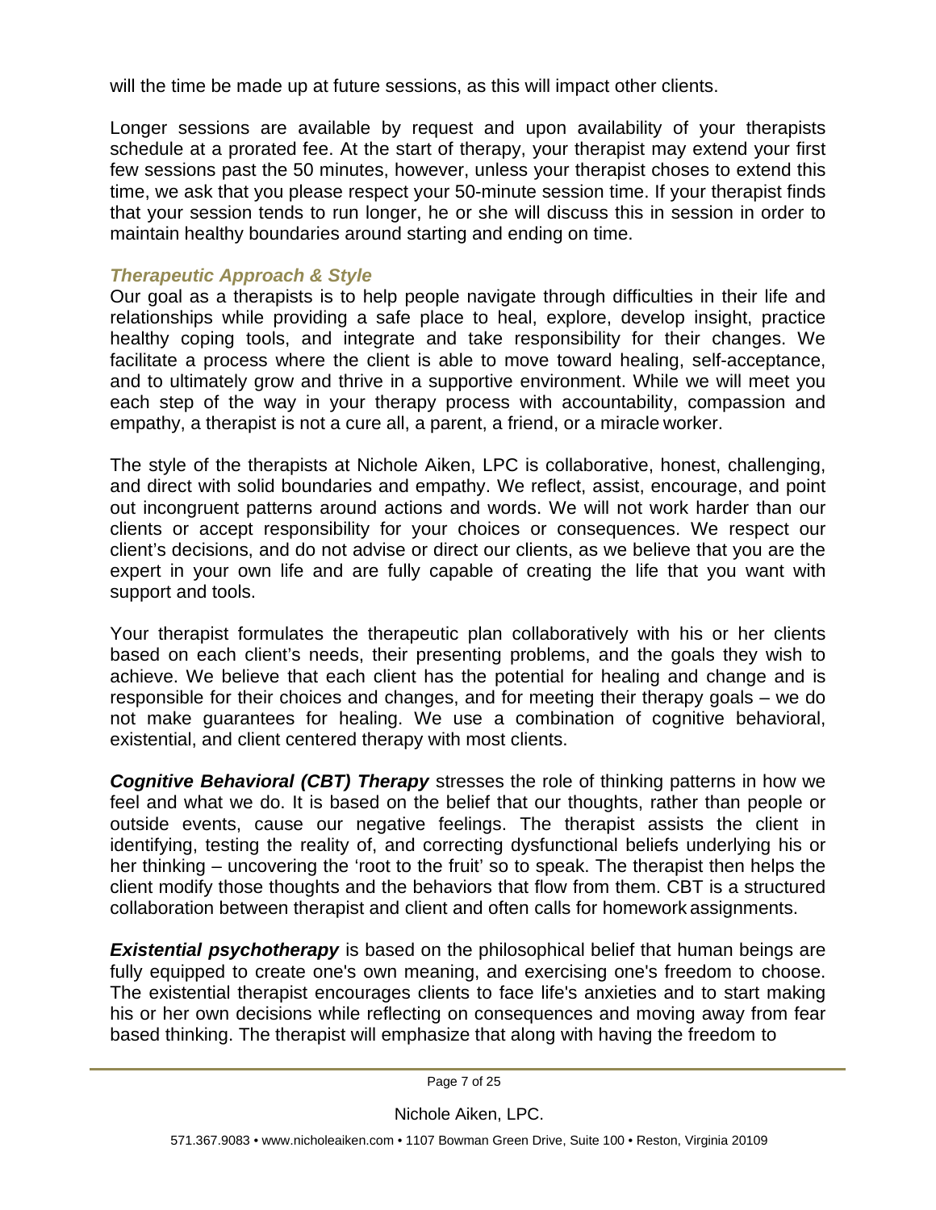will the time be made up at future sessions, as this will impact other clients.

Longer sessions are available by request and upon availability of your therapists schedule at a prorated fee. At the start of therapy, your therapist may extend your first few sessions past the 50 minutes, however, unless your therapist choses to extend this time, we ask that you please respect your 50-minute session time. If your therapist finds that your session tends to run longer, he or she will discuss this in session in order to maintain healthy boundaries around starting and ending on time.

### *Therapeutic Approach & Style*

Our goal as a therapists is to help people navigate through difficulties in their life and relationships while providing a safe place to heal, explore, develop insight, practice healthy coping tools, and integrate and take responsibility for their changes. We facilitate a process where the client is able to move toward healing, self-acceptance, and to ultimately grow and thrive in a supportive environment. While we will meet you each step of the way in your therapy process with accountability, compassion and empathy, a therapist is not a cure all, a parent, a friend, or a miracle worker.

The style of the therapists at Nichole Aiken, LPC is collaborative, honest, challenging, and direct with solid boundaries and empathy. We reflect, assist, encourage, and point out incongruent patterns around actions and words. We will not work harder than our clients or accept responsibility for your choices or consequences. We respect our client's decisions, and do not advise or direct our clients, as we believe that you are the expert in your own life and are fully capable of creating the life that you want with support and tools.

Your therapist formulates the therapeutic plan collaboratively with his or her clients based on each client's needs, their presenting problems, and the goals they wish to achieve. We believe that each client has the potential for healing and change and is responsible for their choices and changes, and for meeting their therapy goals – we do not make guarantees for healing. We use a combination of cognitive behavioral, existential, and client centered therapy with most clients.

***Cognitive Behavioral (CBT) Therapy*** stresses the role of thinking patterns in how we feel and what we do. It is based on the belief that our thoughts, rather than people or outside events, cause our negative feelings. The therapist assists the client in identifying, testing the reality of, and correcting dysfunctional beliefs underlying his or her thinking – uncovering the 'root to the fruit' so to speak. The therapist then helps the client modify those thoughts and the behaviors that flow from them. CBT is a structured collaboration between therapist and client and often calls for homework assignments.

***Existential psychotherapy*** is based on the philosophical belief that human beings are fully equipped to create one's own meaning, and exercising one's freedom to choose. The existential therapist encourages clients to face life's anxieties and to start making his or her own decisions while reflecting on consequences and moving away from fear based thinking. The therapist will emphasize that along with having the freedom to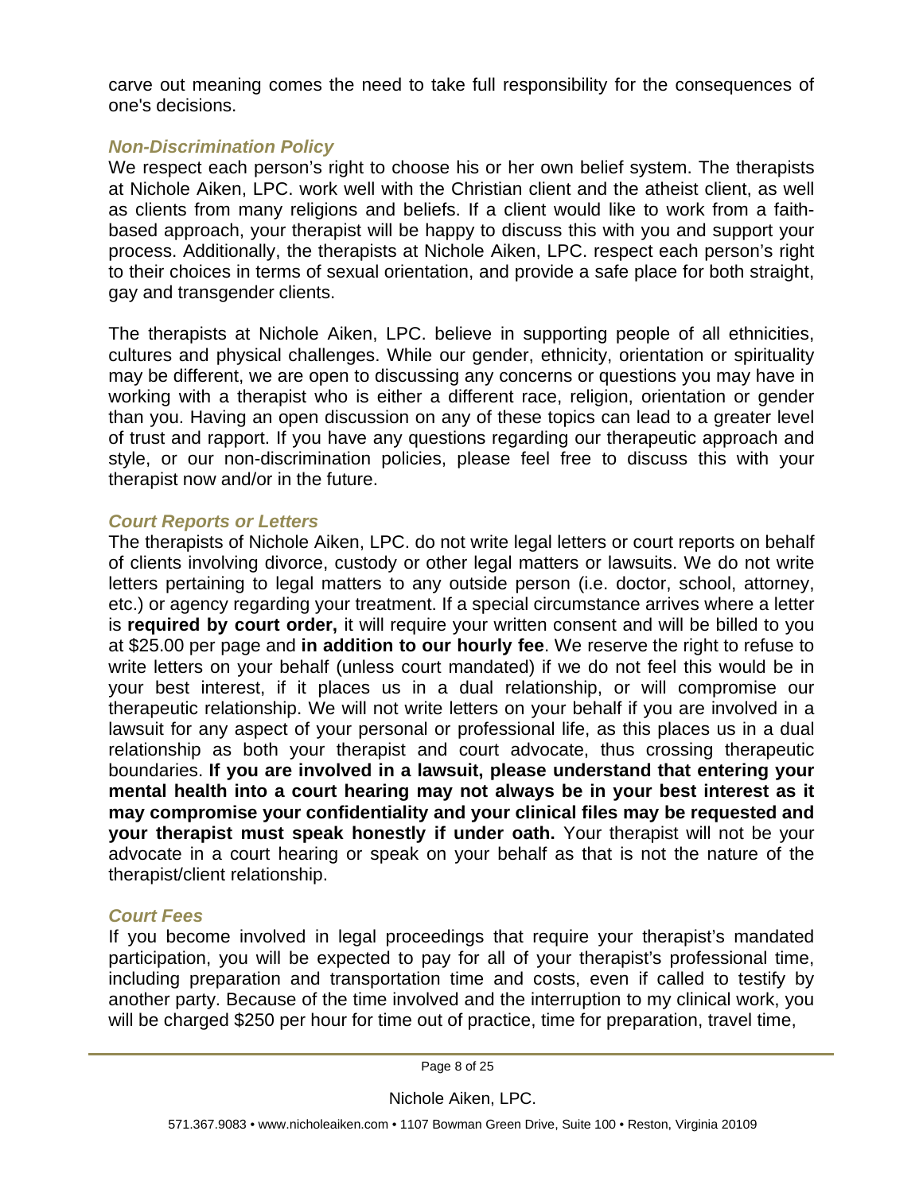carve out meaning comes the need to take full responsibility for the consequences of one's decisions.

### *Non-Discrimination Policy*

We respect each person's right to choose his or her own belief system. The therapists at Nichole Aiken, LPC. work well with the Christian client and the atheist client, as well as clients from many religions and beliefs. If a client would like to work from a faith-based approach, your therapist will be happy to discuss this with you and support your process. Additionally, the therapists at Nichole Aiken, LPC. respect each person's right to their choices in terms of sexual orientation, and provide a safe place for both straight, gay and transgender clients.

The therapists at Nichole Aiken, LPC. believe in supporting people of all ethnicities, cultures and physical challenges. While our gender, ethnicity, orientation or spirituality may be different, we are open to discussing any concerns or questions you may have in working with a therapist who is either a different race, religion, orientation or gender than you. Having an open discussion on any of these topics can lead to a greater level of trust and rapport. If you have any questions regarding our therapeutic approach and style, or our non-discrimination policies, please feel free to discuss this with your therapist now and/or in the future.

### *Court Reports or Letters*

The therapists of Nichole Aiken, LPC. do not write legal letters or court reports on behalf of clients involving divorce, custody or other legal matters or lawsuits. We do not write letters pertaining to legal matters to any outside person (i.e. doctor, school, attorney, etc.) or agency regarding your treatment. If a special circumstance arrives where a letter is **required by court order,** it will require your written consent and will be billed to you at $25.00 per page and **in addition to our hourly fee**. We reserve the right to refuse to write letters on your behalf (unless court mandated) if we do not feel this would be in your best interest, if it places us in a dual relationship, or will compromise our therapeutic relationship. We will not write letters on your behalf if you are involved in a lawsuit for any aspect of your personal or professional life, as this places us in a dual relationship as both your therapist and court advocate, thus crossing therapeutic boundaries. **If you are involved in a lawsuit, please understand that entering your mental health into a court hearing may not always be in your best interest as it may compromise your confidentiality and your clinical files may be requested and your therapist must speak honestly if under oath.** Your therapist will not be your advocate in a court hearing or speak on your behalf as that is not the nature of the therapist/client relationship.

### *Court Fees*

If you become involved in legal proceedings that require your therapist's mandated participation, you will be expected to pay for all of your therapist's professional time, including preparation and transportation time and costs, even if called to testify by another party. Because of the time involved and the interruption to my clinical work, you will be charged $250 per hour for time out of practice, time for preparation, travel time,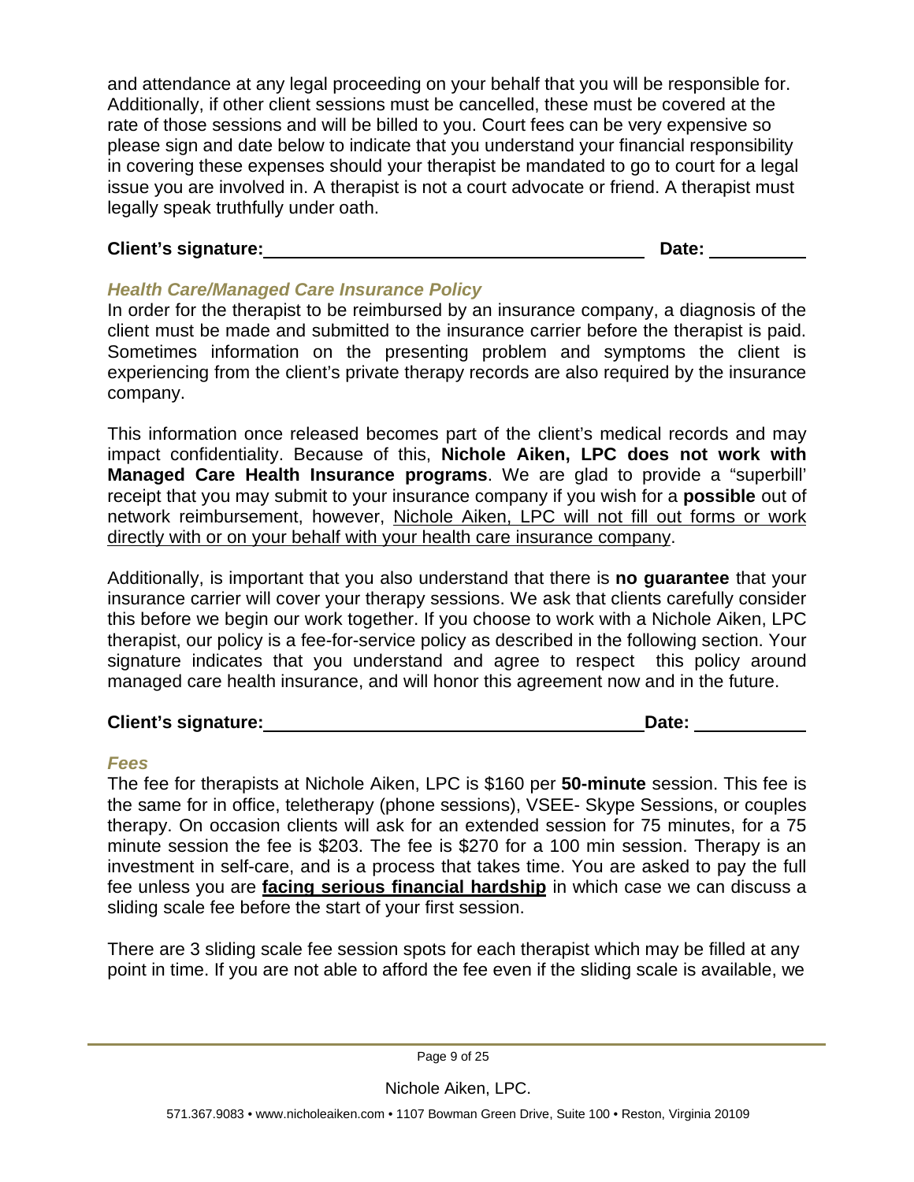and attendance at any legal proceeding on your behalf that you will be responsible for. Additionally, if other client sessions must be cancelled, these must be covered at the rate of those sessions and will be billed to you. Court fees can be very expensive so please sign and date below to indicate that you understand your financial responsibility in covering these expenses should your therapist be mandated to go to court for a legal issue you are involved in. A therapist is not a court advocate or friend. A therapist must legally speak truthfully under oath.

**Client's signature:**\_\_\_\_\_\_\_\_\_\_\_\_\_\_\_\_\_\_\_\_\_\_\_\_\_\_\_\_\_\_\_\_\_\_\_\_ **Date:** \_\_\_\_\_\_\_\_\_\_

### *Health Care/Managed Care Insurance Policy*

In order for the therapist to be reimbursed by an insurance company, a diagnosis of the client must be made and submitted to the insurance carrier before the therapist is paid. Sometimes information on the presenting problem and symptoms the client is experiencing from the client's private therapy records are also required by the insurance company.

This information once released becomes part of the client's medical records and may impact confidentiality. Because of this, **Nichole Aiken, LPC does not work with Managed Care Health Insurance programs**. We are glad to provide a "superbill' receipt that you may submit to your insurance company if you wish for a **possible** out of network reimbursement, however, <u>Nichole Aiken, LPC will not fill out forms or work directly with or on your behalf with your health care insurance company</u>.

Additionally, is important that you also understand that there is **no guarantee** that your insurance carrier will cover your therapy sessions. We ask that clients carefully consider this before we begin our work together. If you choose to work with a Nichole Aiken, LPC therapist, our policy is a fee-for-service policy as described in the following section. Your signature indicates that you understand and agree to respect this policy around managed care health insurance, and will honor this agreement now and in the future.

**Client's signature:**\_\_\_\_\_\_\_\_\_\_\_\_\_\_\_\_\_\_\_\_\_\_\_\_\_\_\_\_\_\_\_\_\_\_\_\_**Date:** \_\_\_\_\_\_\_\_\_\_\_

### *Fees*

The fee for therapists at Nichole Aiken, LPC is $160 per **50-minute** session. This fee is the same for in office, teletherapy (phone sessions), VSEE- Skype Sessions, or couples therapy. On occasion clients will ask for an extended session for 75 minutes, for a 75 minute session the fee is $203. The fee is $270 for a 100 min session. Therapy is an investment in self-care, and is a process that takes time. You are asked to pay the full fee unless you are **<u>facing serious financial hardship</u>** in which case we can discuss a sliding scale fee before the start of your first session.

There are 3 sliding scale fee session spots for each therapist which may be filled at any point in time. If you are not able to afford the fee even if the sliding scale is available, we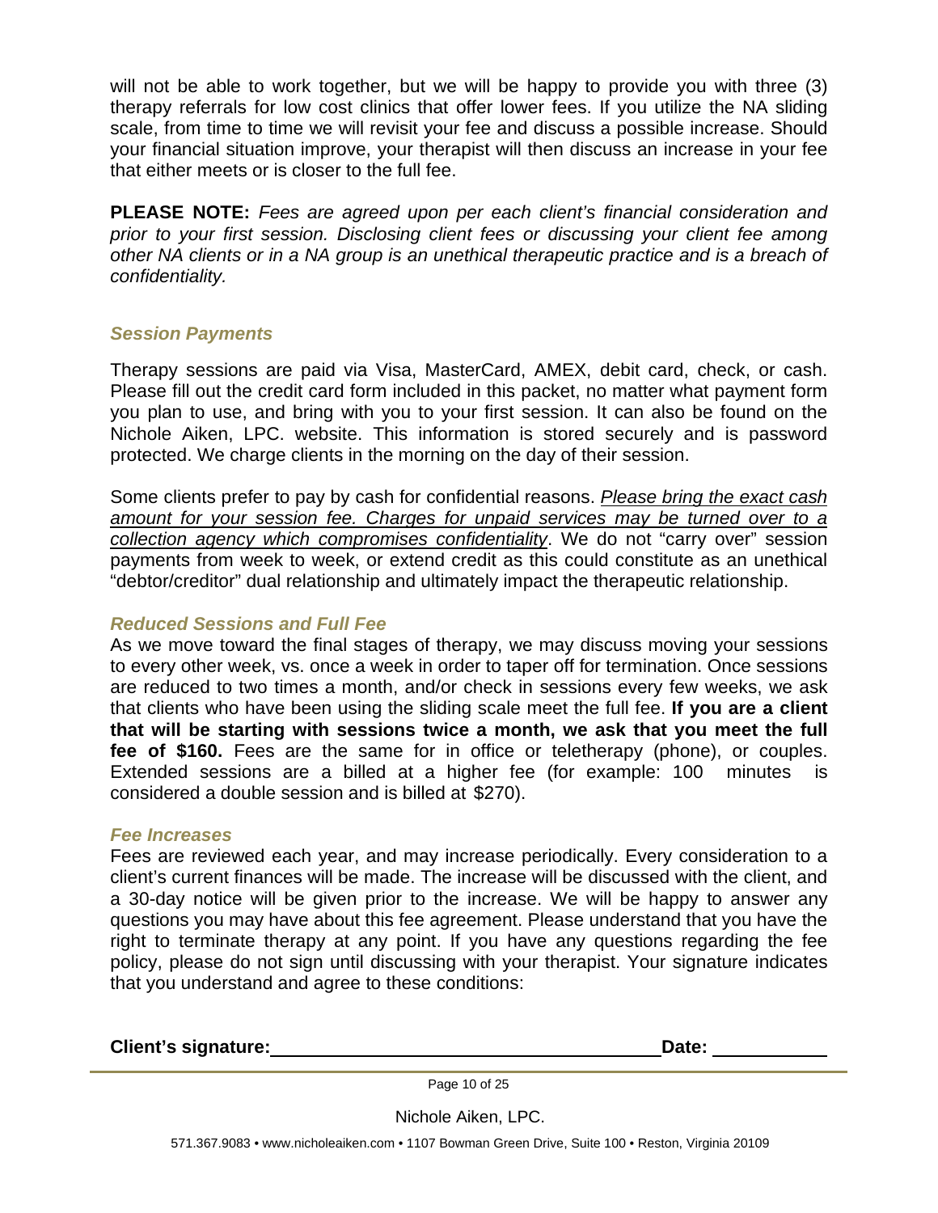will not be able to work together, but we will be happy to provide you with three (3) therapy referrals for low cost clinics that offer lower fees. If you utilize the NA sliding scale, from time to time we will revisit your fee and discuss a possible increase. Should your financial situation improve, your therapist will then discuss an increase in your fee that either meets or is closer to the full fee.

**PLEASE NOTE:** *Fees are agreed upon per each client's financial consideration and prior to your first session. Disclosing client fees or discussing your client fee among other NA clients or in a NA group is an unethical therapeutic practice and is a breach of confidentiality.*

### *Session Payments*

Therapy sessions are paid via Visa, MasterCard, AMEX, debit card, check, or cash. Please fill out the credit card form included in this packet, no matter what payment form you plan to use, and bring with you to your first session. It can also be found on the Nichole Aiken, LPC. website. This information is stored securely and is password protected. We charge clients in the morning on the day of their session.

Some clients prefer to pay by cash for confidential reasons. *Please bring the exact cash amount for your session fee. Charges for unpaid services may be turned over to a collection agency which compromises confidentiality*. We do not "carry over" session payments from week to week, or extend credit as this could constitute as an unethical "debtor/creditor" dual relationship and ultimately impact the therapeutic relationship.

### *Reduced Sessions and Full Fee*

As we move toward the final stages of therapy, we may discuss moving your sessions to every other week, vs. once a week in order to taper off for termination. Once sessions are reduced to two times a month, and/or check in sessions every few weeks, we ask that clients who have been using the sliding scale meet the full fee. **If you are a client that will be starting with sessions twice a month, we ask that you meet the full fee of $160.** Fees are the same for in office or teletherapy (phone), or couples. Extended sessions are a billed at a higher fee (for example: 100 minutes is considered a double session and is billed at $270).

### *Fee Increases*

Fees are reviewed each year, and may increase periodically. Every consideration to a client's current finances will be made. The increase will be discussed with the client, and a 30-day notice will be given prior to the increase. We will be happy to answer any questions you may have about this fee agreement. Please understand that you have the right to terminate therapy at any point. If you have any questions regarding the fee policy, please do not sign until discussing with your therapist. Your signature indicates that you understand and agree to these conditions:

**Client's signature:**\_\_\_\_\_\_\_\_\_\_\_\_\_\_\_\_\_\_\_\_\_\_\_\_\_\_\_\_\_\_ **Date:** \_\_\_\_\_\_\_\_\_\_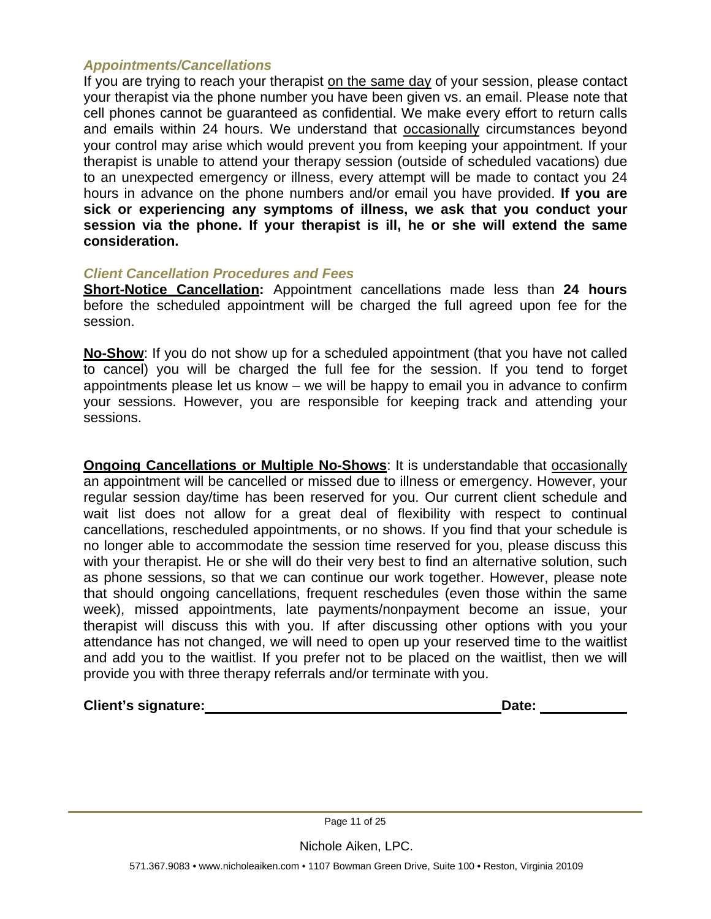### *Appointments/Cancellations*

If you are trying to reach your therapist on the same day of your session, please contact your therapist via the phone number you have been given vs. an email. Please note that cell phones cannot be guaranteed as confidential. We make every effort to return calls and emails within 24 hours. We understand that occasionally circumstances beyond your control may arise which would prevent you from keeping your appointment. If your therapist is unable to attend your therapy session (outside of scheduled vacations) due to an unexpected emergency or illness, every attempt will be made to contact you 24 hours in advance on the phone numbers and/or email you have provided. **If you are sick or experiencing any symptoms of illness, we ask that you conduct your session via the phone. If your therapist is ill, he or she will extend the same consideration.**

### *Client Cancellation Procedures and Fees*

**Short-Notice Cancellation:** Appointment cancellations made less than **24 hours** before the scheduled appointment will be charged the full agreed upon fee for the session.

**No-Show**: If you do not show up for a scheduled appointment (that you have not called to cancel) you will be charged the full fee for the session. If you tend to forget appointments please let us know – we will be happy to email you in advance to confirm your sessions. However, you are responsible for keeping track and attending your sessions.

**Ongoing Cancellations or Multiple No-Shows**: It is understandable that occasionally an appointment will be cancelled or missed due to illness or emergency. However, your regular session day/time has been reserved for you. Our current client schedule and wait list does not allow for a great deal of flexibility with respect to continual cancellations, rescheduled appointments, or no shows. If you find that your schedule is no longer able to accommodate the session time reserved for you, please discuss this with your therapist. He or she will do their very best to find an alternative solution, such as phone sessions, so that we can continue our work together. However, please note that should ongoing cancellations, frequent reschedules (even those within the same week), missed appointments, late payments/nonpayment become an issue, your therapist will discuss this with you. If after discussing other options with you your attendance has not changed, we will need to open up your reserved time to the waitlist and add you to the waitlist. If you prefer not to be placed on the waitlist, then we will provide you with three therapy referrals and/or terminate with you.

**Client's signature:** ______________________________ **Date:** __________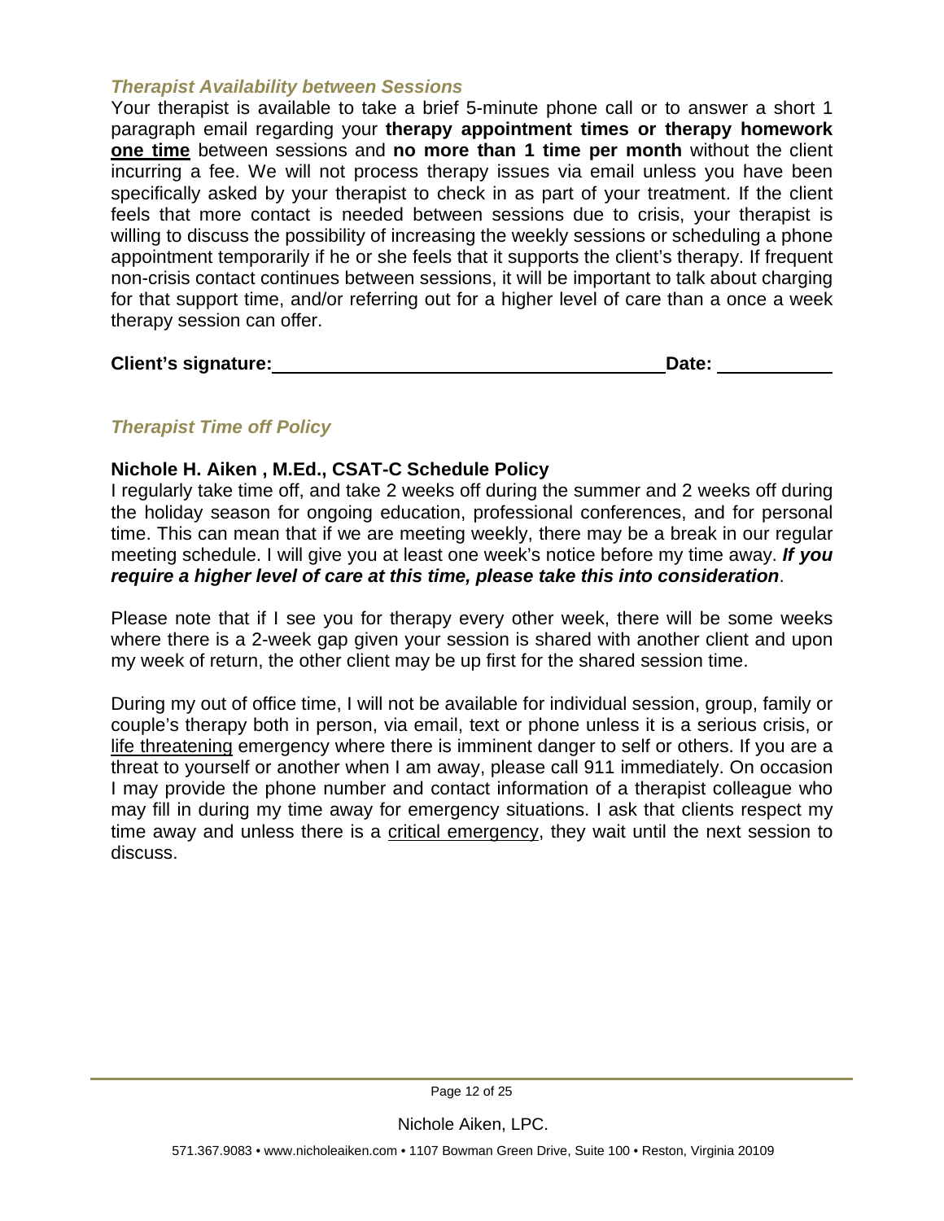### *Therapist Availability between Sessions*

Your therapist is available to take a brief 5-minute phone call or to answer a short 1 paragraph email regarding your **therapy appointment times or therapy homework <u>one time</u>** between sessions and **no more than 1 time per month** without the client incurring a fee. We will not process therapy issues via email unless you have been specifically asked by your therapist to check in as part of your treatment. If the client feels that more contact is needed between sessions due to crisis, your therapist is willing to discuss the possibility of increasing the weekly sessions or scheduling a phone appointment temporarily if he or she feels that it supports the client's therapy. If frequent non-crisis contact continues between sessions, it will be important to talk about charging for that support time, and/or referring out for a higher level of care than a once a week therapy session can offer.

**Client's signature:**\_\_\_\_\_\_\_\_\_\_\_\_\_\_\_\_\_\_\_\_\_\_\_\_\_\_\_\_\_\_\_\_\_\_\_\_\_\_ **Date:** \_\_\_\_\_\_\_\_\_\_\_\_

### *Therapist Time off Policy*

**Nichole H. Aiken , M.Ed., CSAT-C Schedule Policy**

I regularly take time off, and take 2 weeks off during the summer and 2 weeks off during the holiday season for ongoing education, professional conferences, and for personal time. This can mean that if we are meeting weekly, there may be a break in our regular meeting schedule. I will give you at least one week's notice before my time away. ***If you require a higher level of care at this time, please take this into consideration***.

Please note that if I see you for therapy every other week, there will be some weeks where there is a 2-week gap given your session is shared with another client and upon my week of return, the other client may be up first for the shared session time.

During my out of office time, I will not be available for individual session, group, family or couple's therapy both in person, via email, text or phone unless it is a serious crisis, or <u>life threatening</u> emergency where there is imminent danger to self or others. If you are a threat to yourself or another when I am away, please call 911 immediately. On occasion I may provide the phone number and contact information of a therapist colleague who may fill in during my time away for emergency situations. I ask that clients respect my time away and unless there is a <u>critical emergency</u>, they wait until the next session to discuss.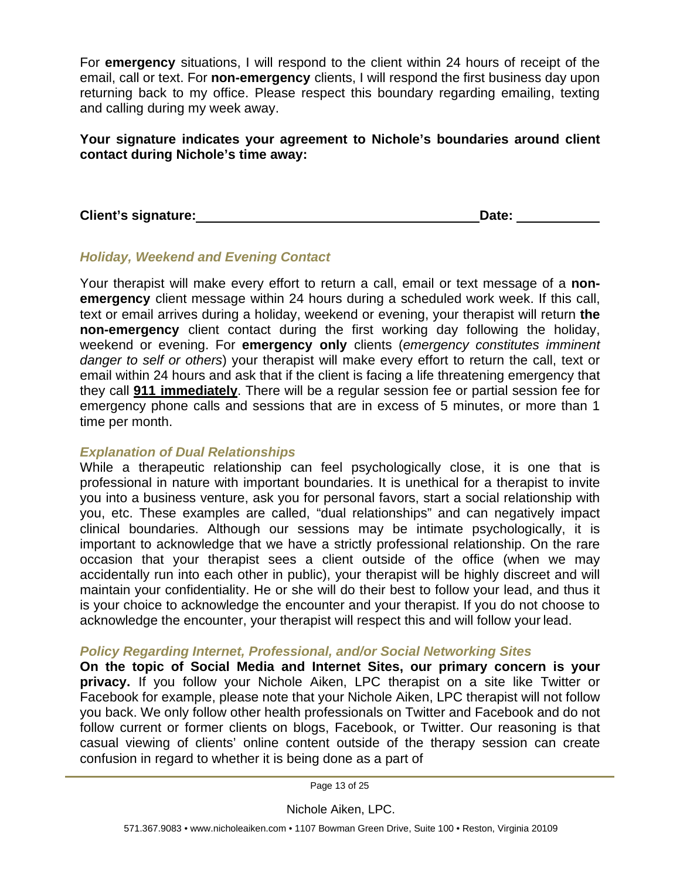For **emergency** situations, I will respond to the client within 24 hours of receipt of the email, call or text. For **non-emergency** clients, I will respond the first business day upon returning back to my office. Please respect this boundary regarding emailing, texting and calling during my week away.

**Your signature indicates your agreement to Nichole's boundaries around client contact during Nichole's time away:**

**Client's signature:**\_\_\_\_\_\_\_\_\_\_\_\_\_\_\_\_\_\_\_\_\_\_\_\_\_\_\_\_\_\_\_\_\_\_\_\_\_\_**Date:** \_\_\_\_\_\_\_\_\_\_\_

### *Holiday, Weekend and Evening Contact*

Your therapist will make every effort to return a call, email or text message of a **non-emergency** client message within 24 hours during a scheduled work week. If this call, text or email arrives during a holiday, weekend or evening, your therapist will return **the non-emergency** client contact during the first working day following the holiday, weekend or evening. For **emergency only** clients (*emergency constitutes imminent danger to self or others*) your therapist will make every effort to return the call, text or email within 24 hours and ask that if the client is facing a life threatening emergency that they call **<u>911 immediately</u>**. There will be a regular session fee or partial session fee for emergency phone calls and sessions that are in excess of 5 minutes, or more than 1 time per month.

### *Explanation of Dual Relationships*

While a therapeutic relationship can feel psychologically close, it is one that is professional in nature with important boundaries. It is unethical for a therapist to invite you into a business venture, ask you for personal favors, start a social relationship with you, etc. These examples are called, "dual relationships" and can negatively impact clinical boundaries. Although our sessions may be intimate psychologically, it is important to acknowledge that we have a strictly professional relationship. On the rare occasion that your therapist sees a client outside of the office (when we may accidentally run into each other in public), your therapist will be highly discreet and will maintain your confidentiality. He or she will do their best to follow your lead, and thus it is your choice to acknowledge the encounter and your therapist. If you do not choose to acknowledge the encounter, your therapist will respect this and will follow your lead.

### *Policy Regarding Internet, Professional, and/or Social Networking Sites*

**On the topic of Social Media and Internet Sites, our primary concern is your privacy.** If you follow your Nichole Aiken, LPC therapist on a site like Twitter or Facebook for example, please note that your Nichole Aiken, LPC therapist will not follow you back. We only follow other health professionals on Twitter and Facebook and do not follow current or former clients on blogs, Facebook, or Twitter. Our reasoning is that casual viewing of clients' online content outside of the therapy session can create confusion in regard to whether it is being done as a part of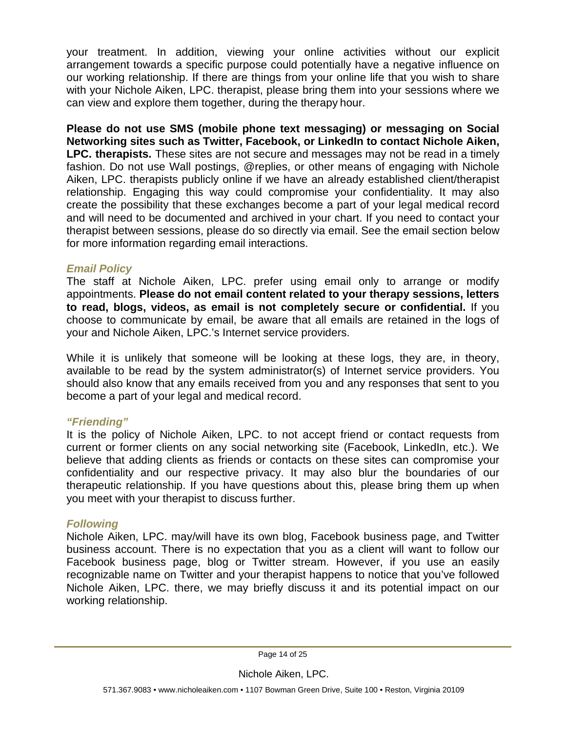your treatment. In addition, viewing your online activities without our explicit arrangement towards a specific purpose could potentially have a negative influence on our working relationship. If there are things from your online life that you wish to share with your Nichole Aiken, LPC. therapist, please bring them into your sessions where we can view and explore them together, during the therapy hour.

**Please do not use SMS (mobile phone text messaging) or messaging on Social Networking sites such as Twitter, Facebook, or LinkedIn to contact Nichole Aiken, LPC. therapists.** These sites are not secure and messages may not be read in a timely fashion. Do not use Wall postings, @replies, or other means of engaging with Nichole Aiken, LPC. therapists publicly online if we have an already established client/therapist relationship. Engaging this way could compromise your confidentiality. It may also create the possibility that these exchanges become a part of your legal medical record and will need to be documented and archived in your chart. If you need to contact your therapist between sessions, please do so directly via email. See the email section below for more information regarding email interactions.

### *Email Policy*

The staff at Nichole Aiken, LPC. prefer using email only to arrange or modify appointments. **Please do not email content related to your therapy sessions, letters to read, blogs, videos, as email is not completely secure or confidential.** If you choose to communicate by email, be aware that all emails are retained in the logs of your and Nichole Aiken, LPC.'s Internet service providers.

While it is unlikely that someone will be looking at these logs, they are, in theory, available to be read by the system administrator(s) of Internet service providers. You should also know that any emails received from you and any responses that sent to you become a part of your legal and medical record.

### *"Friending"*

It is the policy of Nichole Aiken, LPC. to not accept friend or contact requests from current or former clients on any social networking site (Facebook, LinkedIn, etc.). We believe that adding clients as friends or contacts on these sites can compromise your confidentiality and our respective privacy. It may also blur the boundaries of our therapeutic relationship. If you have questions about this, please bring them up when you meet with your therapist to discuss further.

### *Following*

Nichole Aiken, LPC. may/will have its own blog, Facebook business page, and Twitter business account. There is no expectation that you as a client will want to follow our Facebook business page, blog or Twitter stream. However, if you use an easily recognizable name on Twitter and your therapist happens to notice that you've followed Nichole Aiken, LPC. there, we may briefly discuss it and its potential impact on our working relationship.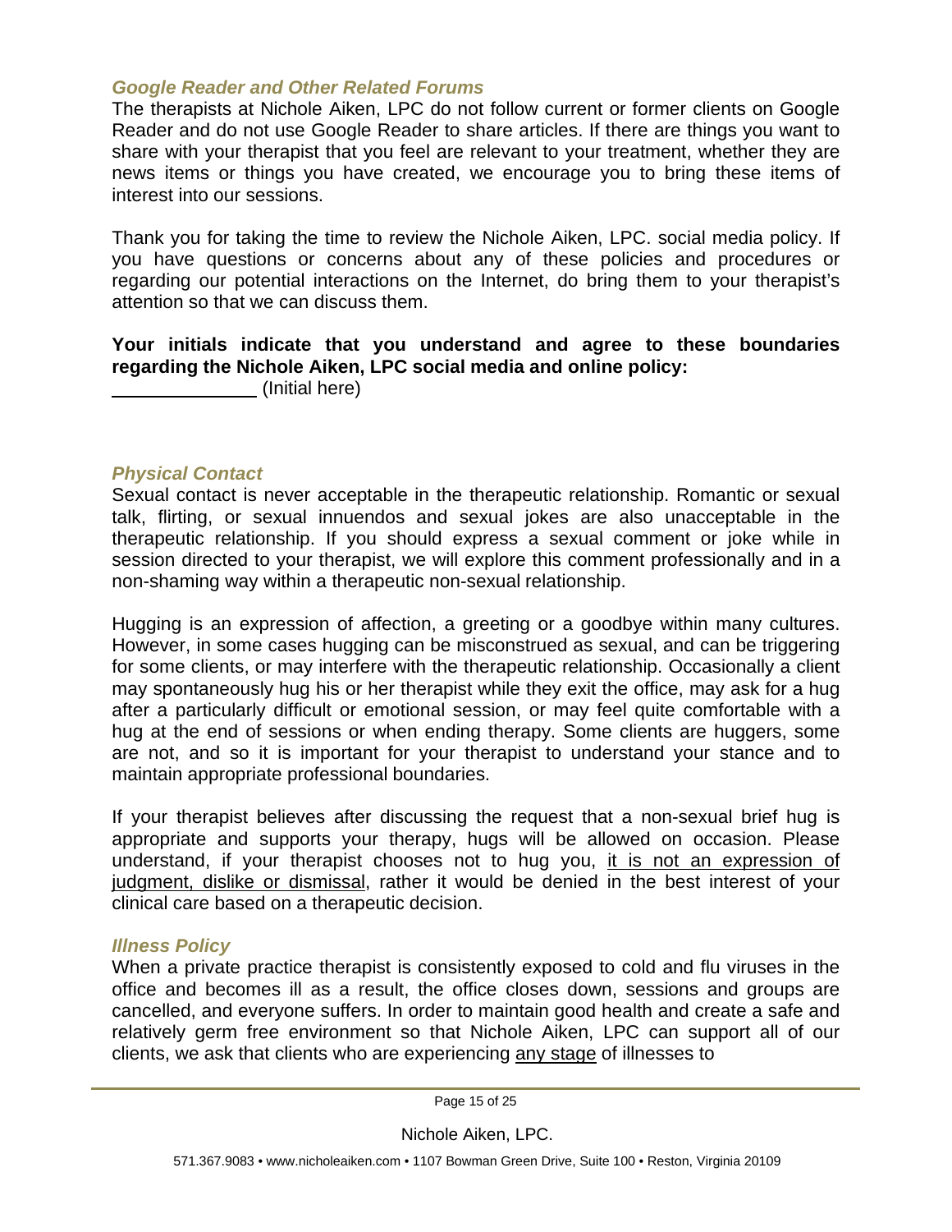### *Google Reader and Other Related Forums*

The therapists at Nichole Aiken, LPC do not follow current or former clients on Google Reader and do not use Google Reader to share articles. If there are things you want to share with your therapist that you feel are relevant to your treatment, whether they are news items or things you have created, we encourage you to bring these items of interest into our sessions.

Thank you for taking the time to review the Nichole Aiken, LPC. social media policy. If you have questions or concerns about any of these policies and procedures or regarding our potential interactions on the Internet, do bring them to your therapist's attention so that we can discuss them.

**Your initials indicate that you understand and agree to these boundaries regarding the Nichole Aiken, LPC social media and online policy:**

\_\_\_\_\_\_\_\_\_\_\_\_\_\_ (Initial here)

### *Physical Contact*

Sexual contact is never acceptable in the therapeutic relationship. Romantic or sexual talk, flirting, or sexual innuendos and sexual jokes are also unacceptable in the therapeutic relationship. If you should express a sexual comment or joke while in session directed to your therapist, we will explore this comment professionally and in a non-shaming way within a therapeutic non-sexual relationship.

Hugging is an expression of affection, a greeting or a goodbye within many cultures. However, in some cases hugging can be misconstrued as sexual, and can be triggering for some clients, or may interfere with the therapeutic relationship. Occasionally a client may spontaneously hug his or her therapist while they exit the office, may ask for a hug after a particularly difficult or emotional session, or may feel quite comfortable with a hug at the end of sessions or when ending therapy. Some clients are huggers, some are not, and so it is important for your therapist to understand your stance and to maintain appropriate professional boundaries.

If your therapist believes after discussing the request that a non-sexual brief hug is appropriate and supports your therapy, hugs will be allowed on occasion. Please understand, if your therapist chooses not to hug you, <u>it is not an expression of judgment, dislike or dismissal</u>, rather it would be denied in the best interest of your clinical care based on a therapeutic decision.

### *Illness Policy*

When a private practice therapist is consistently exposed to cold and flu viruses in the office and becomes ill as a result, the office closes down, sessions and groups are cancelled, and everyone suffers. In order to maintain good health and create a safe and relatively germ free environment so that Nichole Aiken, LPC can support all of our clients, we ask that clients who are experiencing <u>any stage</u> of illnesses to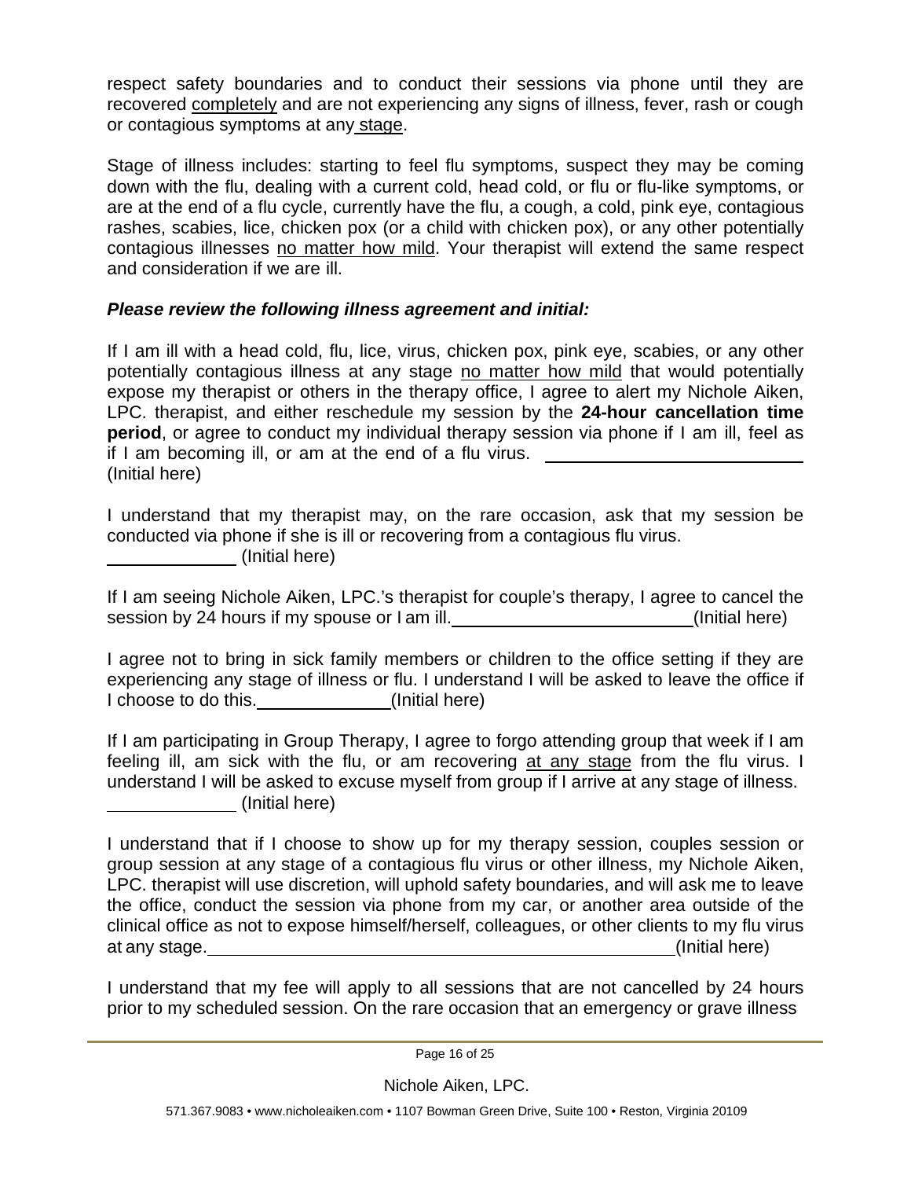respect safety boundaries and to conduct their sessions via phone until they are recovered <u>completely</u> and are not experiencing any signs of illness, fever, rash or cough or contagious symptoms at any <u>stage</u>.

Stage of illness includes: starting to feel flu symptoms, suspect they may be coming down with the flu, dealing with a current cold, head cold, or flu or flu-like symptoms, or are at the end of a flu cycle, currently have the flu, a cough, a cold, pink eye, contagious rashes, scabies, lice, chicken pox (or a child with chicken pox), or any other potentially contagious illnesses <u>no matter how mild</u>. Your therapist will extend the same respect and consideration if we are ill.

***Please review the following illness agreement and initial:***

If I am ill with a head cold, flu, lice, virus, chicken pox, pink eye, scabies, or any other potentially contagious illness at any stage <u>no matter how mild</u> that would potentially expose my therapist or others in the therapy office, I agree to alert my Nichole Aiken, LPC. therapist, and either reschedule my session by the **24-hour cancellation time period**, or agree to conduct my individual therapy session via phone if I am ill, feel as if I am becoming ill, or am at the end of a flu virus. ______________________________ (Initial here)

I understand that my therapist may, on the rare occasion, ask that my session be conducted via phone if she is ill or recovering from a contagious flu virus.
______________ (Initial here)

If I am seeing Nichole Aiken, LPC.'s therapist for couple's therapy, I agree to cancel the session by 24 hours if my spouse or I am ill.____________________________(Initial here)

I agree not to bring in sick family members or children to the office setting if they are experiencing any stage of illness or flu. I understand I will be asked to leave the office if I choose to do this.______________(Initial here)

If I am participating in Group Therapy, I agree to forgo attending group that week if I am feeling ill, am sick with the flu, or am recovering <u>at any stage</u> from the flu virus. I understand I will be asked to excuse myself from group if I arrive at any stage of illness.
______________ (Initial here)

I understand that if I choose to show up for my therapy session, couples session or group session at any stage of a contagious flu virus or other illness, my Nichole Aiken, LPC. therapist will use discretion, will uphold safety boundaries, and will ask me to leave the office, conduct the session via phone from my car, or another area outside of the clinical office as not to expose himself/herself, colleagues, or other clients to my flu virus at any stage.______________________________________________________(Initial here)

I understand that my fee will apply to all sessions that are not cancelled by 24 hours prior to my scheduled session. On the rare occasion that an emergency or grave illness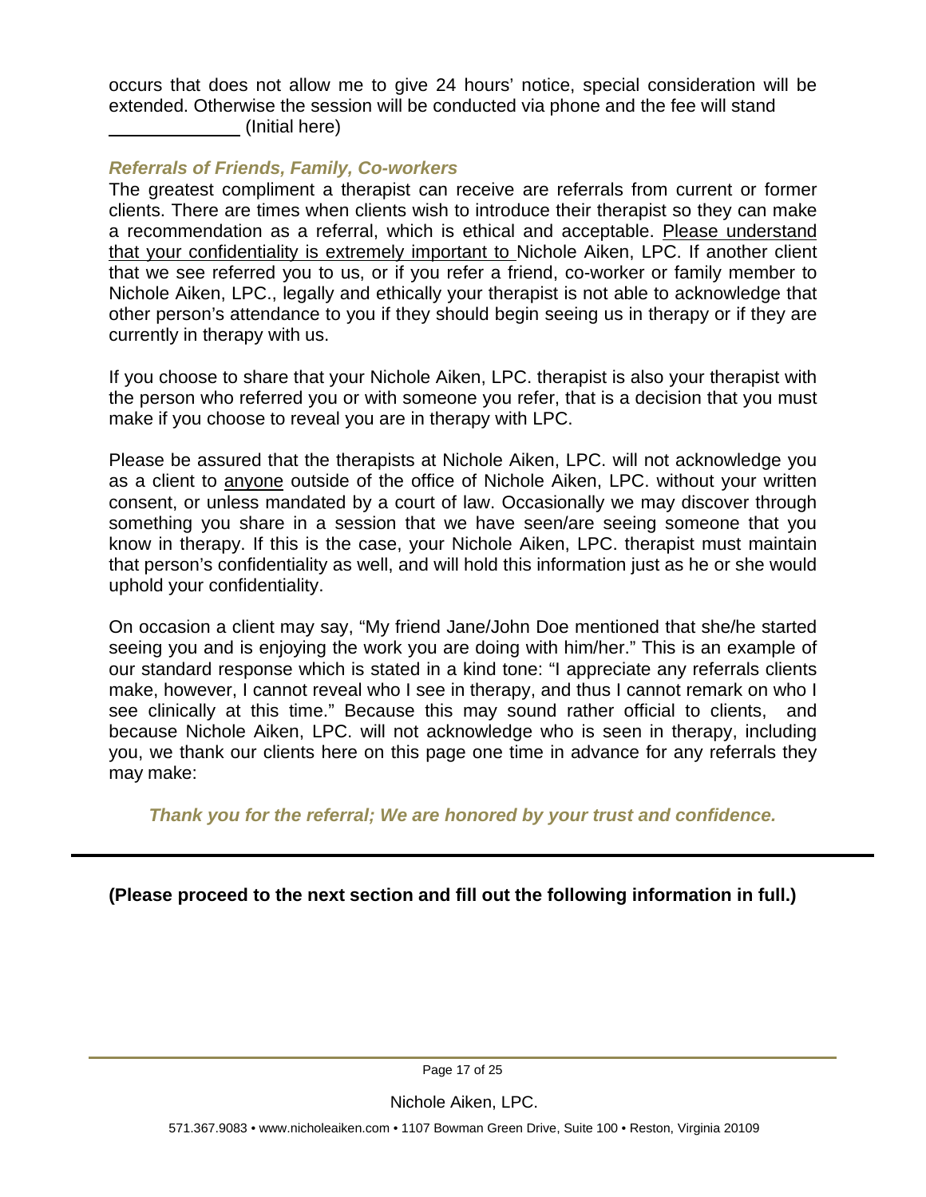occurs that does not allow me to give 24 hours' notice, special consideration will be extended. Otherwise the session will be conducted via phone and the fee will stand _____________ (Initial here)

### *Referrals of Friends, Family, Co-workers*

The greatest compliment a therapist can receive are referrals from current or former clients. There are times when clients wish to introduce their therapist so they can make a recommendation as a referral, which is ethical and acceptable. <u>Please understand that your confidentiality is extremely important to</u> Nichole Aiken, LPC. If another client that we see referred you to us, or if you refer a friend, co-worker or family member to Nichole Aiken, LPC., legally and ethically your therapist is not able to acknowledge that other person's attendance to you if they should begin seeing us in therapy or if they are currently in therapy with us.

If you choose to share that your Nichole Aiken, LPC. therapist is also your therapist with the person who referred you or with someone you refer, that is a decision that you must make if you choose to reveal you are in therapy with LPC.

Please be assured that the therapists at Nichole Aiken, LPC. will not acknowledge you as a client to <u>anyone</u> outside of the office of Nichole Aiken, LPC. without your written consent, or unless mandated by a court of law. Occasionally we may discover through something you share in a session that we have seen/are seeing someone that you know in therapy. If this is the case, your Nichole Aiken, LPC. therapist must maintain that person's confidentiality as well, and will hold this information just as he or she would uphold your confidentiality.

On occasion a client may say, "My friend Jane/John Doe mentioned that she/he started seeing you and is enjoying the work you are doing with him/her." This is an example of our standard response which is stated in a kind tone: "I appreciate any referrals clients make, however, I cannot reveal who I see in therapy, and thus I cannot remark on who I see clinically at this time." Because this may sound rather official to clients, and because Nichole Aiken, LPC. will not acknowledge who is seen in therapy, including you, we thank our clients here on this page one time in advance for any referrals they may make:

***Thank you for the referral; We are honored by your trust and confidence.***

---

**(Please proceed to the next section and fill out the following information in full.)**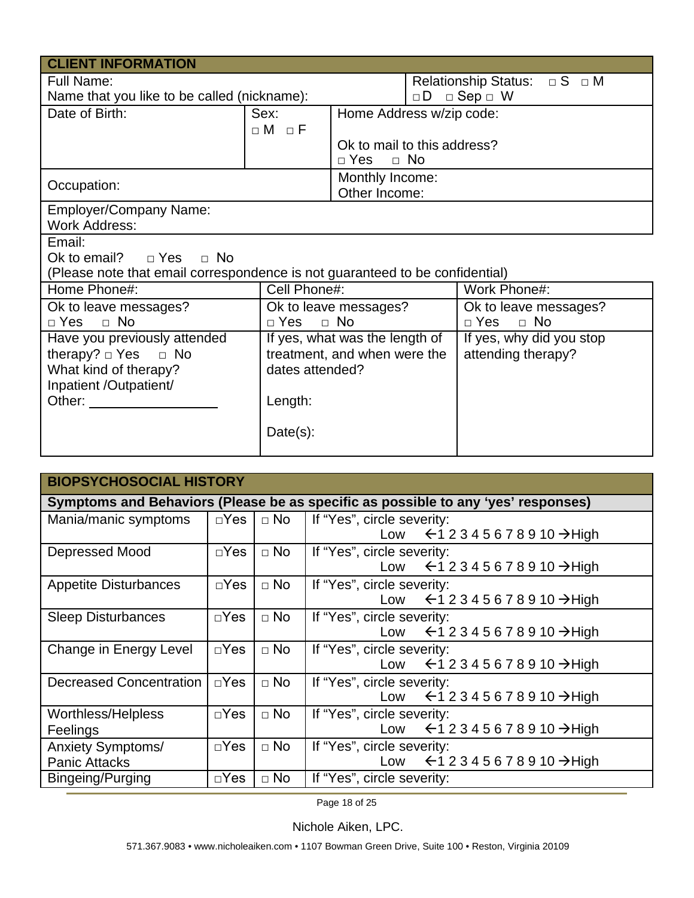## CLIENT INFORMATION

| | | | |
|---|---|---|---|
| Full Name:<br>Name that you like to be called (nickname): | | | Relationship Status: □ S □ M □ D □ Sep □ W |
| Date of Birth: | Sex:<br>□ M □ F | Home Address w/zip code:<br><br>Ok to mail to this address?<br>□ Yes □ No | |
| Occupation: | | Monthly Income:<br>Other Income: | |
| Employer/Company Name:<br>Work Address: | | | |
| Email:<br>Ok to email? □ Yes □ No<br>(Please note that email correspondence is not guaranteed to be confidential) | | | |

| | | |
|---|---|---|
| Home Phone#: | Cell Phone#: | Work Phone#: |
| Ok to leave messages?<br>□ Yes □ No | Ok to leave messages?<br>□ Yes □ No | Ok to leave messages?<br>□ Yes □ No |
| Have you previously attended therapy? □ Yes □ No<br>What kind of therapy?<br>Inpatient /Outpatient/<br>Other: ________________ | If yes, what was the length of treatment, and when were the dates attended?<br><br>Length:<br><br>Date(s): | If yes, why did you stop attending therapy? |

## BIOPSYCHOSOCIAL HISTORY

**Symptoms and Behaviors (Please be as specific as possible to any 'yes' responses)**

| Symptom | Yes | No | Severity |
|---|---|---|---|
| Mania/manic symptoms | □Yes | □ No | If "Yes", circle severity:<br>Low ←1 2 3 4 5 6 7 8 9 10 →High |
| Depressed Mood | □Yes | □ No | If "Yes", circle severity:<br>Low ←1 2 3 4 5 6 7 8 9 10 →High |
| Appetite Disturbances | □Yes | □ No | If "Yes", circle severity:<br>Low ←1 2 3 4 5 6 7 8 9 10 →High |
| Sleep Disturbances | □Yes | □ No | If "Yes", circle severity:<br>Low ←1 2 3 4 5 6 7 8 9 10 →High |
| Change in Energy Level | □Yes | □ No | If "Yes", circle severity:<br>Low ←1 2 3 4 5 6 7 8 9 10 →High |
| Decreased Concentration | □Yes | □ No | If "Yes", circle severity:<br>Low ←1 2 3 4 5 6 7 8 9 10 →High |
| Worthless/Helpless Feelings | □Yes | □ No | If "Yes", circle severity:<br>Low ←1 2 3 4 5 6 7 8 9 10 →High |
| Anxiety Symptoms/ Panic Attacks | □Yes | □ No | If "Yes", circle severity:<br>Low ←1 2 3 4 5 6 7 8 9 10 →High |
| Bingeing/Purging | □Yes | □ No | If "Yes", circle severity: |

Nichole Aiken, LPC.

571.367.9083 • www.nicholeaiken.com • 1107 Bowman Green Drive, Suite 100 • Reston, Virginia 20109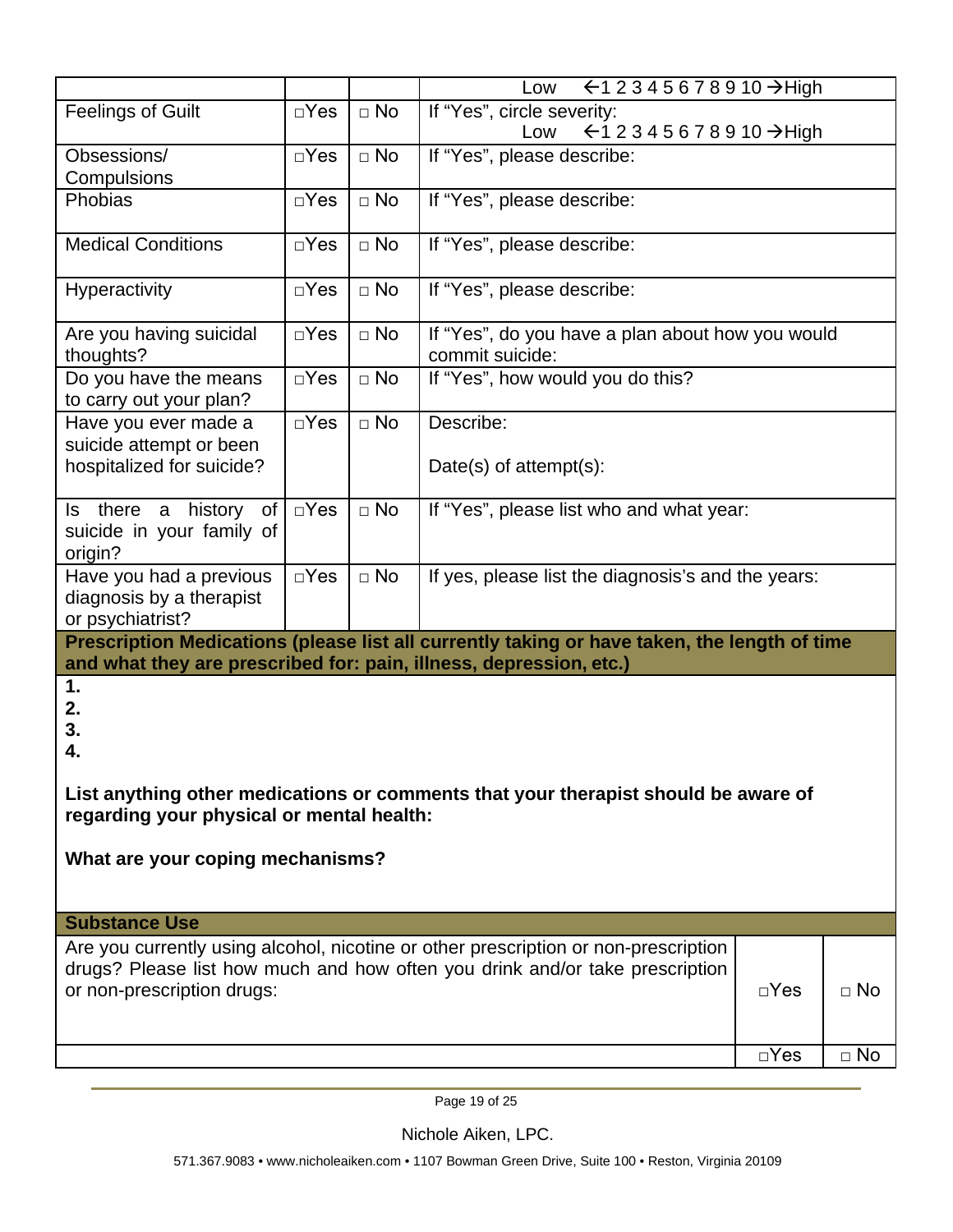| | | | |
|---|---|---|---|
| | | | Low ←1 2 3 4 5 6 7 8 9 10 →High |
| Feelings of Guilt | □Yes | □ No | If "Yes", circle severity: Low ←1 2 3 4 5 6 7 8 9 10 →High |
| Obsessions/ Compulsions | □Yes | □ No | If "Yes", please describe: |
| Phobias | □Yes | □ No | If "Yes", please describe: |
| Medical Conditions | □Yes | □ No | If "Yes", please describe: |
| Hyperactivity | □Yes | □ No | If "Yes", please describe: |
| Are you having suicidal thoughts? | □Yes | □ No | If "Yes", do you have a plan about how you would commit suicide: |
| Do you have the means to carry out your plan? | □Yes | □ No | If "Yes", how would you do this? |
| Have you ever made a suicide attempt or been hospitalized for suicide? | □Yes | □ No | Describe:<br><br>Date(s) of attempt(s): |
| Is there a history of suicide in your family of origin? | □Yes | □ No | If "Yes", please list who and what year: |
| Have you had a previous diagnosis by a therapist or psychiatrist? | □Yes | □ No | If yes, please list the diagnosis's and the years: |

**Prescription Medications (please list all currently taking or have taken, the length of time and what they are prescribed for: pain, illness, depression, etc.)**

**1.**
**2.**
**3.**
**4.**

**List anything other medications or comments that your therapist should be aware of regarding your physical or mental health:**

**What are your coping mechanisms?**

**Substance Use**

| | | |
|---|---|---|
| Are you currently using alcohol, nicotine or other prescription or non-prescription drugs? Please list how much and how often you drink and/or take prescription or non-prescription drugs: | □Yes | □ No |
| | □Yes | □ No |

Nichole Aiken, LPC.

571.367.9083 • www.nicholeaiken.com • 1107 Bowman Green Drive, Suite 100 • Reston, Virginia 20109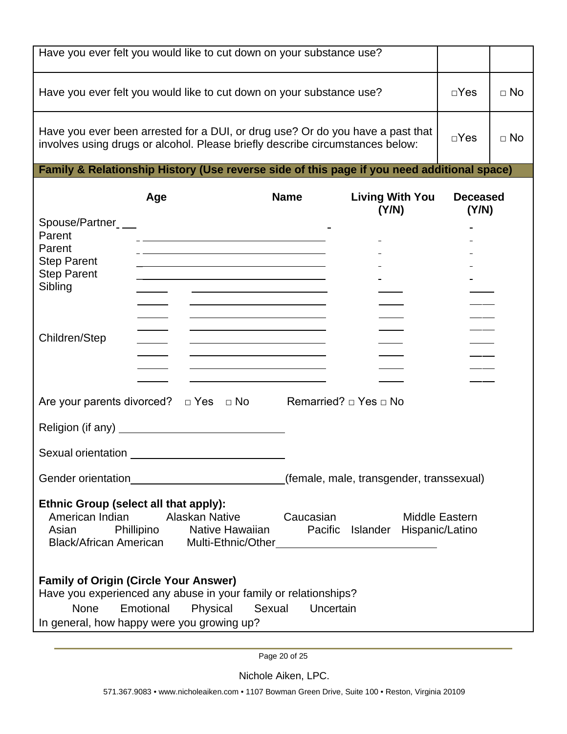| | | |
|---|---|---|
| Have you ever felt you would like to cut down on your substance use? | | |
| Have you ever felt you would like to cut down on your substance use? | □Yes | □ No |
| Have you ever been arrested for a DUI, or drug use? Or do you have a past that involves using drugs or alcohol. Please briefly describe circumstances below: | □Yes | □ No |

**Family & Relationship History (Use reverse side of this page if you need additional space)**

| | Age | Name | Living With You (Y/N) | Deceased (Y/N) |
|---|---|---|---|---|
| Spouse/Partner | | | | |
| Parent | | | | |
| Parent | | | | |
| Step Parent | | | | |
| Step Parent | | | | |
| Sibling | | | | |
| | | | | |
| | | | | |
| Children/Step | | | | |
| | | | | |
| | | | | |
| | | | | |

Are your parents divorced? □ Yes □ No     Remarried? □ Yes □ No

Religion (if any) ____________________________

Sexual orientation ____________________________

Gender orientation____________________________(female, male, transgender, transsexual)

**Ethnic Group (select all that apply):**

American Indian   Alaskan Native   Caucasian   Middle Eastern
Asian   Phillipino   Native Hawaiian   Pacific Islander   Hispanic/Latino
Black/African American   Multi-Ethnic/Other____________________________

**Family of Origin (Circle Your Answer)**

Have you experienced any abuse in your family or relationships?

None   Emotional   Physical   Sexual   Uncertain

In general, how happy were you growing up?

Nichole Aiken, LPC.

571.367.9083 • www.nicholeaiken.com • 1107 Bowman Green Drive, Suite 100 • Reston, Virginia 20109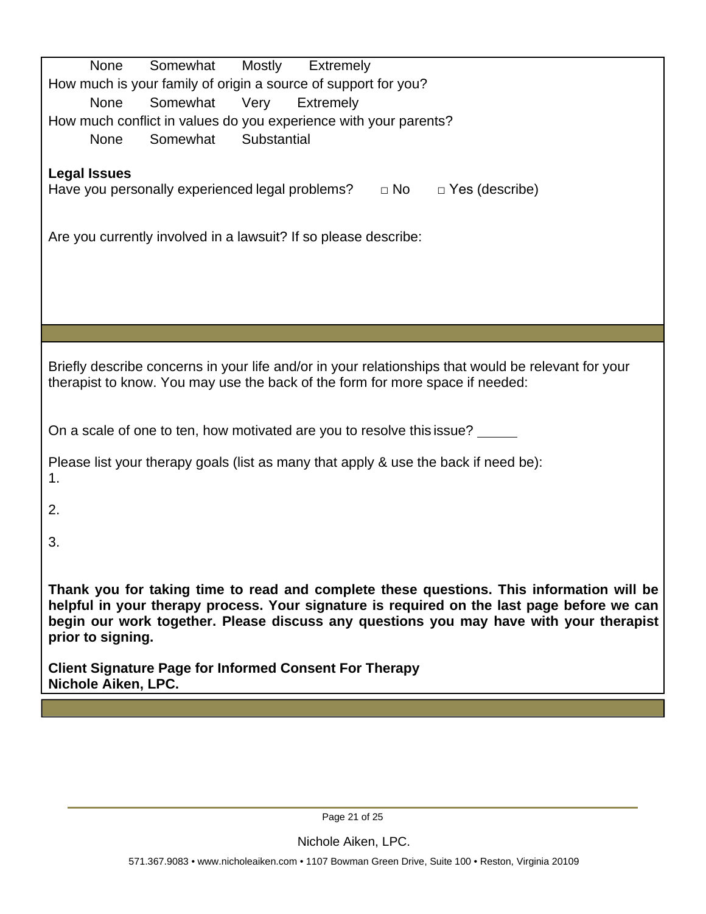None  Somewhat  Mostly  Extremely

How much is your family of origin a source of support for you?

None  Somewhat  Very  Extremely

How much conflict in values do you experience with your parents?

None  Somewhat  Substantial

**Legal Issues**

Have you personally experienced legal problems?  □ No  □ Yes (describe)

Are you currently involved in a lawsuit? If so please describe:

Briefly describe concerns in your life and/or in your relationships that would be relevant for your therapist to know. You may use the back of the form for more space if needed:

On a scale of one to ten, how motivated are you to resolve this issue? _____

Please list your therapy goals (list as many that apply & use the back if need be):

1.

2.

3.

**Thank you for taking time to read and complete these questions. This information will be helpful in your therapy process. Your signature is required on the last page before we can begin our work together. Please discuss any questions you may have with your therapist prior to signing.**

**Client Signature Page for Informed Consent For Therapy**
**Nichole Aiken, LPC.**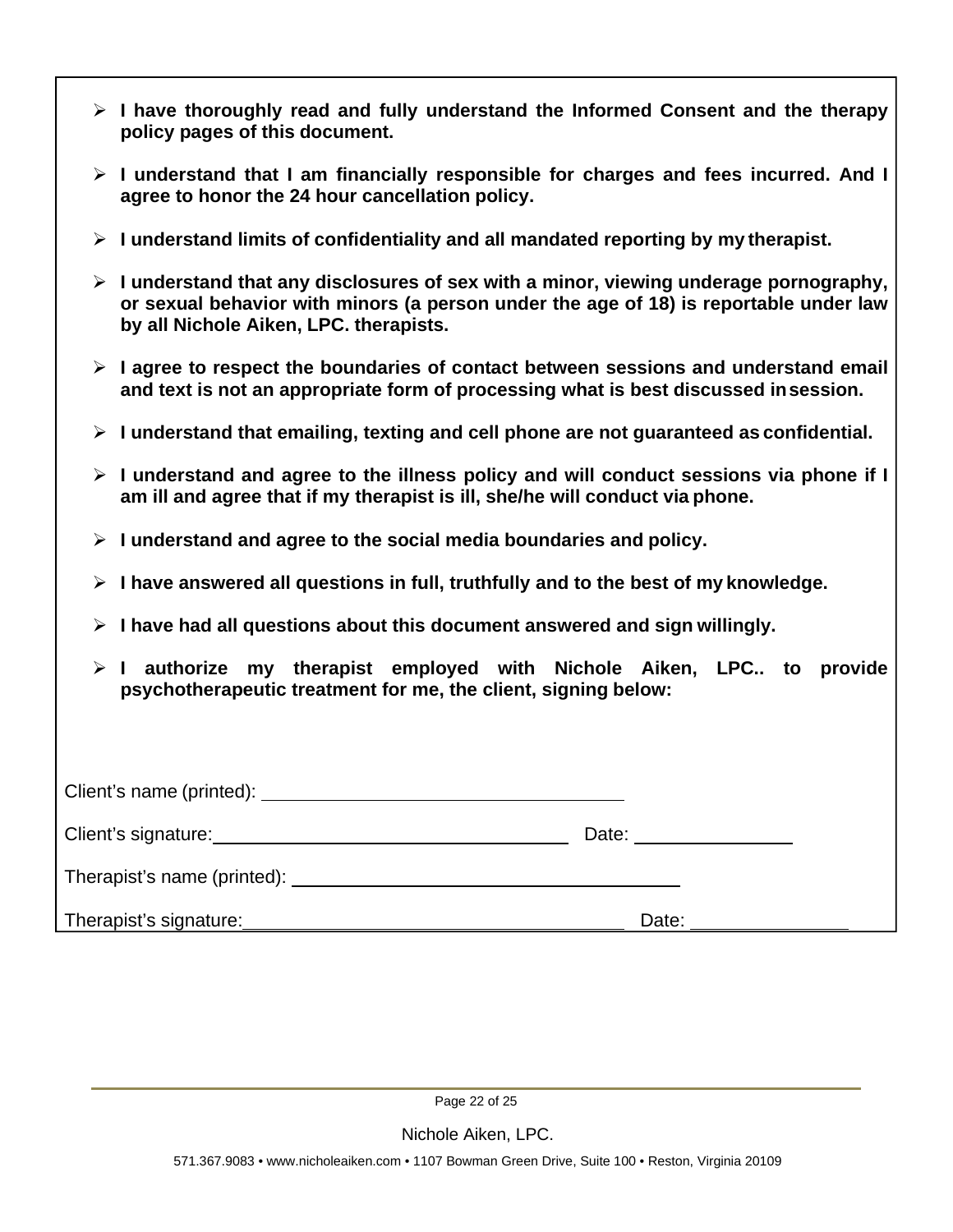- **I have thoroughly read and fully understand the Informed Consent and the therapy policy pages of this document.**
- **I understand that I am financially responsible for charges and fees incurred. And I agree to honor the 24 hour cancellation policy.**
- **I understand limits of confidentiality and all mandated reporting by my therapist.**
- **I understand that any disclosures of sex with a minor, viewing underage pornography, or sexual behavior with minors (a person under the age of 18) is reportable under law by all Nichole Aiken, LPC. therapists.**
- **I agree to respect the boundaries of contact between sessions and understand email and text is not an appropriate form of processing what is best discussed in session.**
- **I understand that emailing, texting and cell phone are not guaranteed as confidential.**
- **I understand and agree to the illness policy and will conduct sessions via phone if I am ill and agree that if my therapist is ill, she/he will conduct via phone.**
- **I understand and agree to the social media boundaries and policy.**
- **I have answered all questions in full, truthfully and to the best of my knowledge.**
- **I have had all questions about this document answered and sign willingly.**
- **I authorize my therapist employed with Nichole Aiken, LPC.. to provide psychotherapeutic treatment for me, the client, signing below:**

Client's name (printed): ______________________________

Client's signature: ______________________________ Date: ______________

Therapist's name (printed): ______________________________

Therapist's signature: ______________________________ Date: ______________

Nichole Aiken, LPC.

571.367.9083 • www.nicholeaiken.com • 1107 Bowman Green Drive, Suite 100 • Reston, Virginia 20109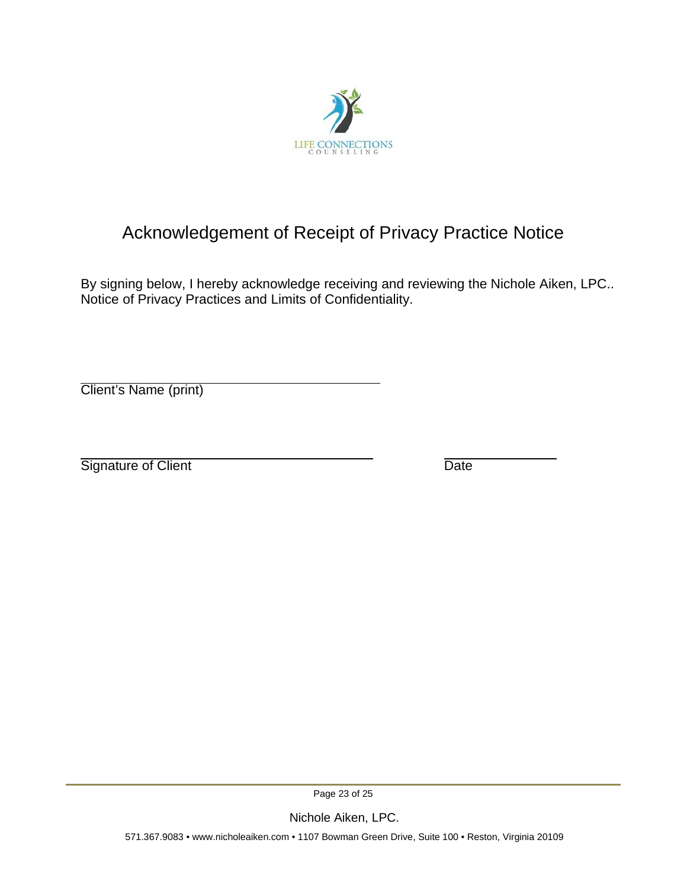LIFE CONNECTIONS
COUNSELING

# Acknowledgement of Receipt of Privacy Practice Notice

By signing below, I hereby acknowledge receiving and reviewing the Nichole Aiken, LPC.. Notice of Privacy Practices and Limits of Confidentiality.

\_\_\_\_\_\_\_\_\_\_\_\_\_\_\_\_\_\_\_\_\_\_\_\_\_\_\_\_\_\_\_\_\_\_\_\_\_\_\_\_
Client's Name (print)

\_\_\_\_\_\_\_\_\_\_\_\_\_\_\_\_\_\_\_\_\_\_\_\_\_\_\_\_\_\_\_\_\_\_\_\_\_\_\_\_ \_\_\_\_\_\_\_\_\_\_\_\_\_\_\_
Signature of Client Date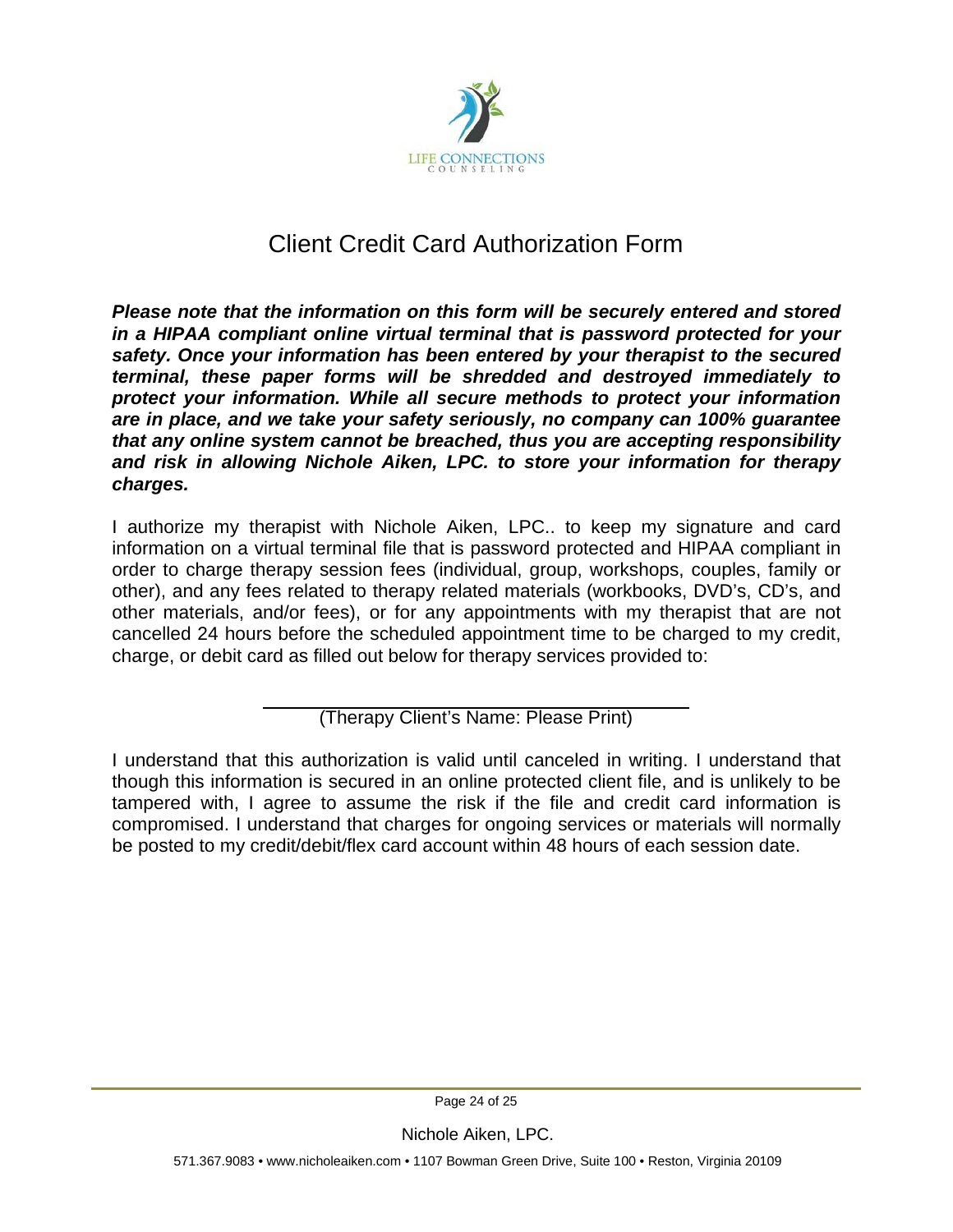LIFE CONNECTIONS
COUNSELING

# Client Credit Card Authorization Form

***Please note that the information on this form will be securely entered and stored in a HIPAA compliant online virtual terminal that is password protected for your safety. Once your information has been entered by your therapist to the secured terminal, these paper forms will be shredded and destroyed immediately to protect your information. While all secure methods to protect your information are in place, and we take your safety seriously, no company can 100% guarantee that any online system cannot be breached, thus you are accepting responsibility and risk in allowing Nichole Aiken, LPC. to store your information for therapy charges.***

I authorize my therapist with Nichole Aiken, LPC.. to keep my signature and card information on a virtual terminal file that is password protected and HIPAA compliant in order to charge therapy session fees (individual, group, workshops, couples, family or other), and any fees related to therapy related materials (workbooks, DVD's, CD's, and other materials, and/or fees), or for any appointments with my therapist that are not cancelled 24 hours before the scheduled appointment time to be charged to my credit, charge, or debit card as filled out below for therapy services provided to:

\_\_\_\_\_\_\_\_\_\_\_\_\_\_\_\_\_\_\_\_\_\_\_\_\_\_\_\_\_\_\_\_\_\_\_\_
(Therapy Client's Name: Please Print)

I understand that this authorization is valid until canceled in writing. I understand that though this information is secured in an online protected client file, and is unlikely to be tampered with, I agree to assume the risk if the file and credit card information is compromised. I understand that charges for ongoing services or materials will normally be posted to my credit/debit/flex card account within 48 hours of each session date.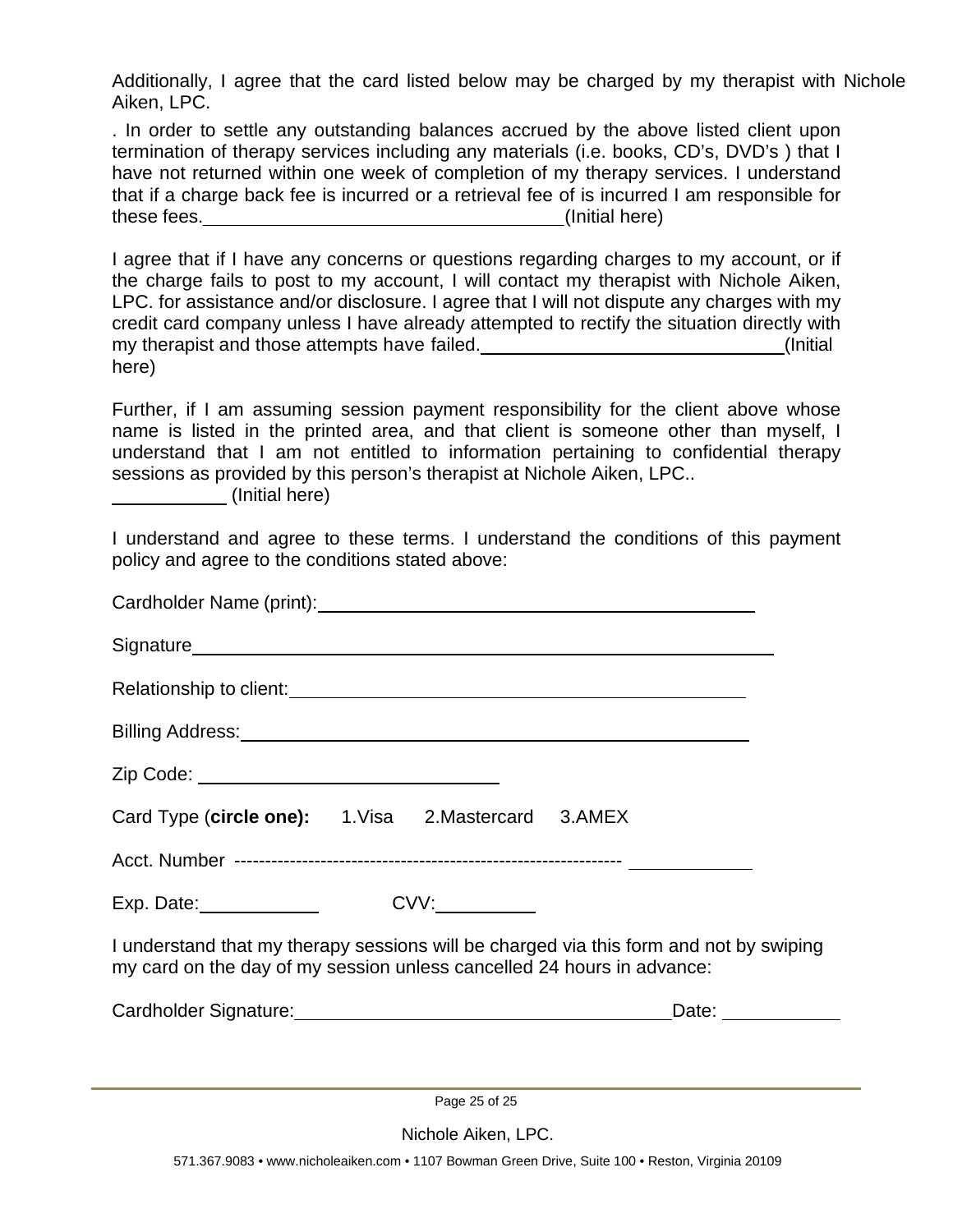Additionally, I agree that the card listed below may be charged by my therapist with Nichole Aiken, LPC.

. In order to settle any outstanding balances accrued by the above listed client upon termination of therapy services including any materials (i.e. books, CD's, DVD's ) that I have not returned within one week of completion of my therapy services. I understand that if a charge back fee is incurred or a retrieval fee of is incurred I am responsible for these fees.\_\_\_\_\_\_\_\_\_\_\_\_\_\_\_\_\_\_\_\_\_\_\_\_\_\_\_\_\_\_\_\_\_\_\_\_(Initial here)

I agree that if I have any concerns or questions regarding charges to my account, or if the charge fails to post to my account, I will contact my therapist with Nichole Aiken, LPC. for assistance and/or disclosure. I agree that I will not dispute any charges with my credit card company unless I have already attempted to rectify the situation directly with my therapist and those attempts have failed.\_\_\_\_\_\_\_\_\_\_\_\_\_\_\_\_\_\_\_\_\_\_\_\_\_\_\_\_\_\_(Initial here)

Further, if I am assuming session payment responsibility for the client above whose name is listed in the printed area, and that client is someone other than myself, I understand that I am not entitled to information pertaining to confidential therapy sessions as provided by this person's therapist at Nichole Aiken, LPC..
\_\_\_\_\_\_\_\_\_\_\_ (Initial here)

I understand and agree to these terms. I understand the conditions of this payment policy and agree to the conditions stated above:

Cardholder Name (print):\_\_\_\_\_\_\_\_\_\_\_\_\_\_\_\_\_\_\_\_\_\_\_\_\_\_\_\_\_\_\_\_\_\_\_\_\_\_\_\_\_\_\_\_

Signature\_\_\_\_\_\_\_\_\_\_\_\_\_\_\_\_\_\_\_\_\_\_\_\_\_\_\_\_\_\_\_\_\_\_\_\_\_\_\_\_\_\_\_\_\_\_\_\_\_\_\_\_\_\_\_\_\_\_\_

Relationship to client:\_\_\_\_\_\_\_\_\_\_\_\_\_\_\_\_\_\_\_\_\_\_\_\_\_\_\_\_\_\_\_\_\_\_\_\_\_\_\_\_\_\_\_\_

Billing Address:\_\_\_\_\_\_\_\_\_\_\_\_\_\_\_\_\_\_\_\_\_\_\_\_\_\_\_\_\_\_\_\_\_\_\_\_\_\_\_\_\_\_\_\_\_\_\_\_\_\_

Zip Code: \_\_\_\_\_\_\_\_\_\_\_\_\_\_\_\_\_\_\_\_\_\_\_\_\_\_\_\_\_\_

Card Type (**circle one):** 1.Visa 2.Mastercard 3.AMEX

Acct. Number ------------------------------------------------------------- \_\_\_\_\_\_\_\_\_\_\_\_

Exp. Date:\_\_\_\_\_\_\_\_\_\_\_\_ CVV:\_\_\_\_\_\_\_\_\_\_

I understand that my therapy sessions will be charged via this form and not by swiping my card on the day of my session unless cancelled 24 hours in advance:

Cardholder Signature:\_\_\_\_\_\_\_\_\_\_\_\_\_\_\_\_\_\_\_\_\_\_\_\_\_\_\_\_\_\_\_\_\_\_\_\_\_\_Date: \_\_\_\_\_\_\_\_\_\_\_\_

Nichole Aiken, LPC.

571.367.9083 • www.nicholeaiken.com • 1107 Bowman Green Drive, Suite 100 • Reston, Virginia 20109